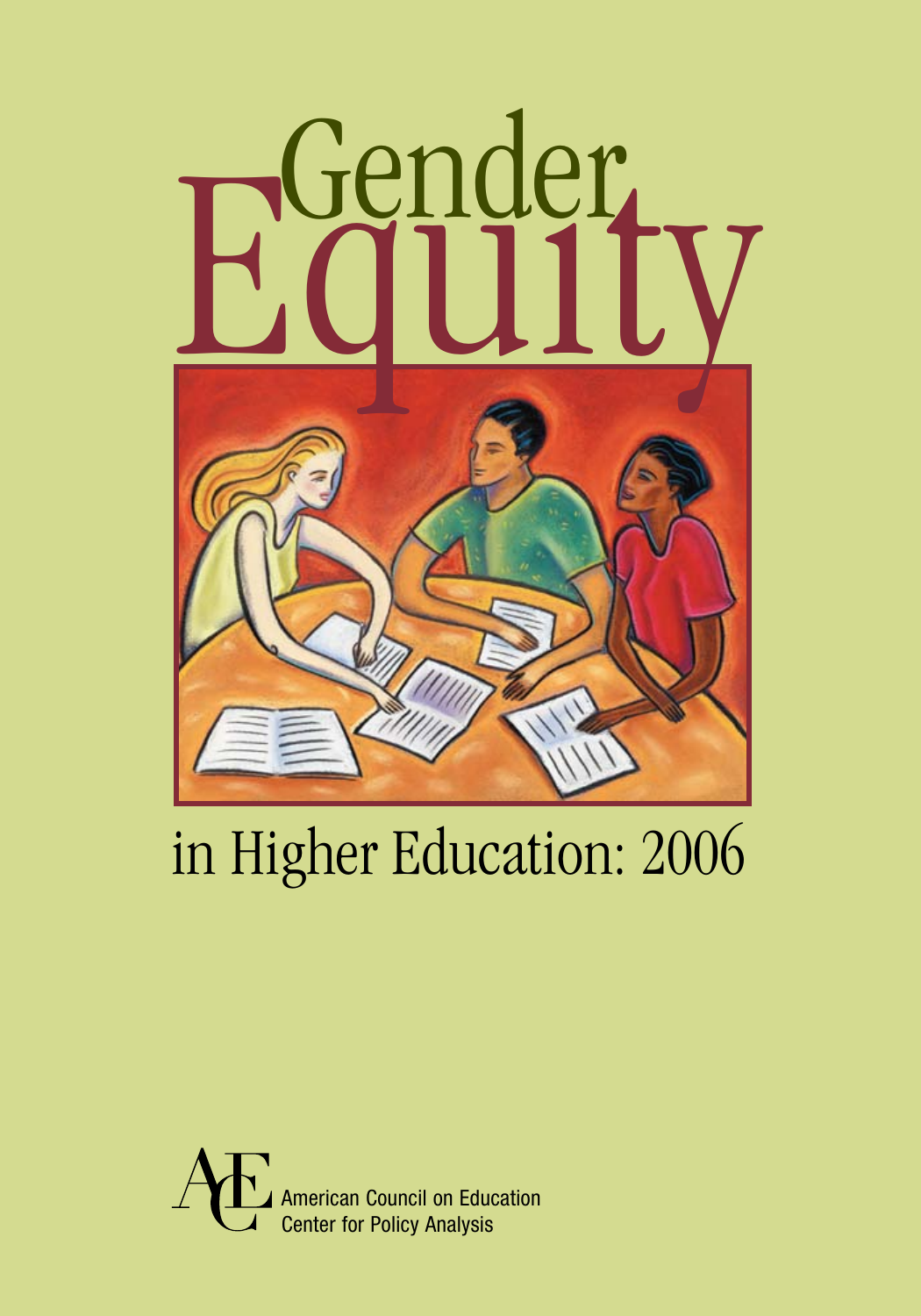# Gender Equity

## in Higher Education: 2006

American Council on Education
Center for Policy Analysis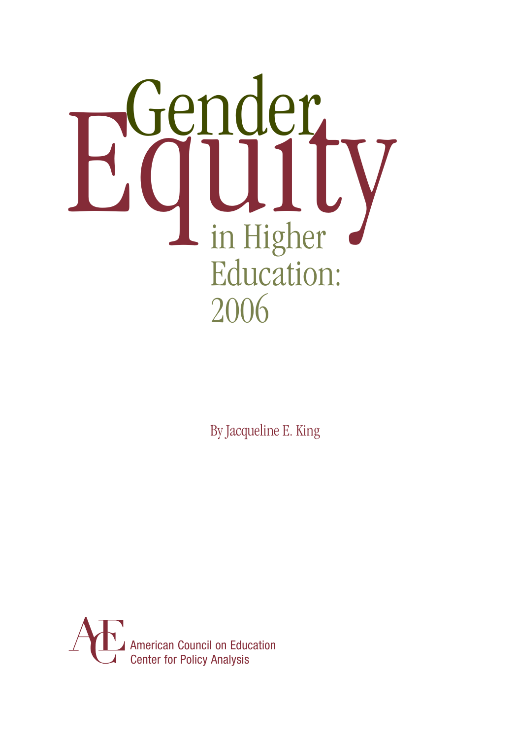# Gender Equity in Higher Education: 2006

By Jacqueline E. King

American Council on Education
Center for Policy Analysis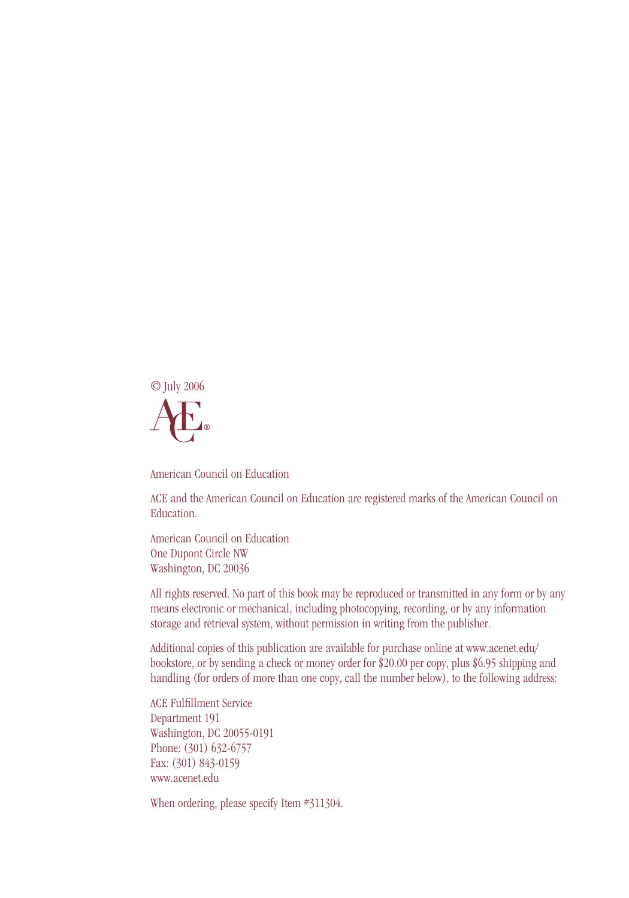© July 2006

ACE®

American Council on Education

ACE and the American Council on Education are registered marks of the American Council on Education.

American Council on Education
One Dupont Circle NW
Washington, DC 20036

All rights reserved. No part of this book may be reproduced or transmitted in any form or by any means electronic or mechanical, including photocopying, recording, or by any information storage and retrieval system, without permission in writing from the publisher.

Additional copies of this publication are available for purchase online at www.acenet.edu/bookstore, or by sending a check or money order for $20.00 per copy, plus $6.95 shipping and handling (for orders of more than one copy, call the number below), to the following address:

ACE Fulfillment Service
Department 191
Washington, DC 20055-0191
Phone: (301) 632-6757
Fax: (301) 843-0159
www.acenet.edu

When ordering, please specify Item #311304.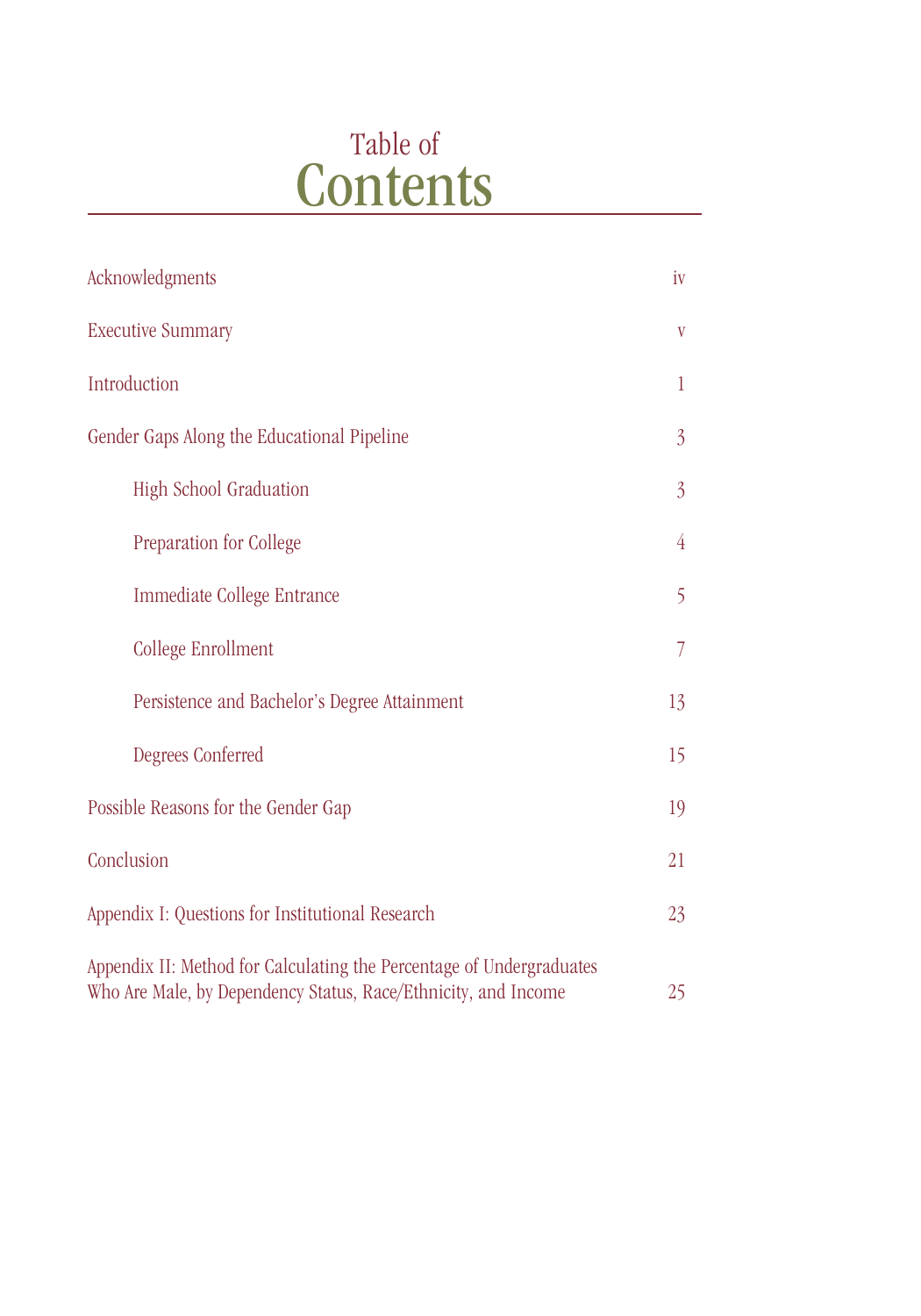# Table of Contents

| | |
|---|---|
| Acknowledgments | iv |
| Executive Summary | v |
| Introduction | 1 |
| Gender Gaps Along the Educational Pipeline | 3 |
| High School Graduation | 3 |
| Preparation for College | 4 |
| Immediate College Entrance | 5 |
| College Enrollment | 7 |
| Persistence and Bachelor's Degree Attainment | 13 |
| Degrees Conferred | 15 |
| Possible Reasons for the Gender Gap | 19 |
| Conclusion | 21 |
| Appendix I: Questions for Institutional Research | 23 |
| Appendix II: Method for Calculating the Percentage of Undergraduates Who Are Male, by Dependency Status, Race/Ethnicity, and Income | 25 |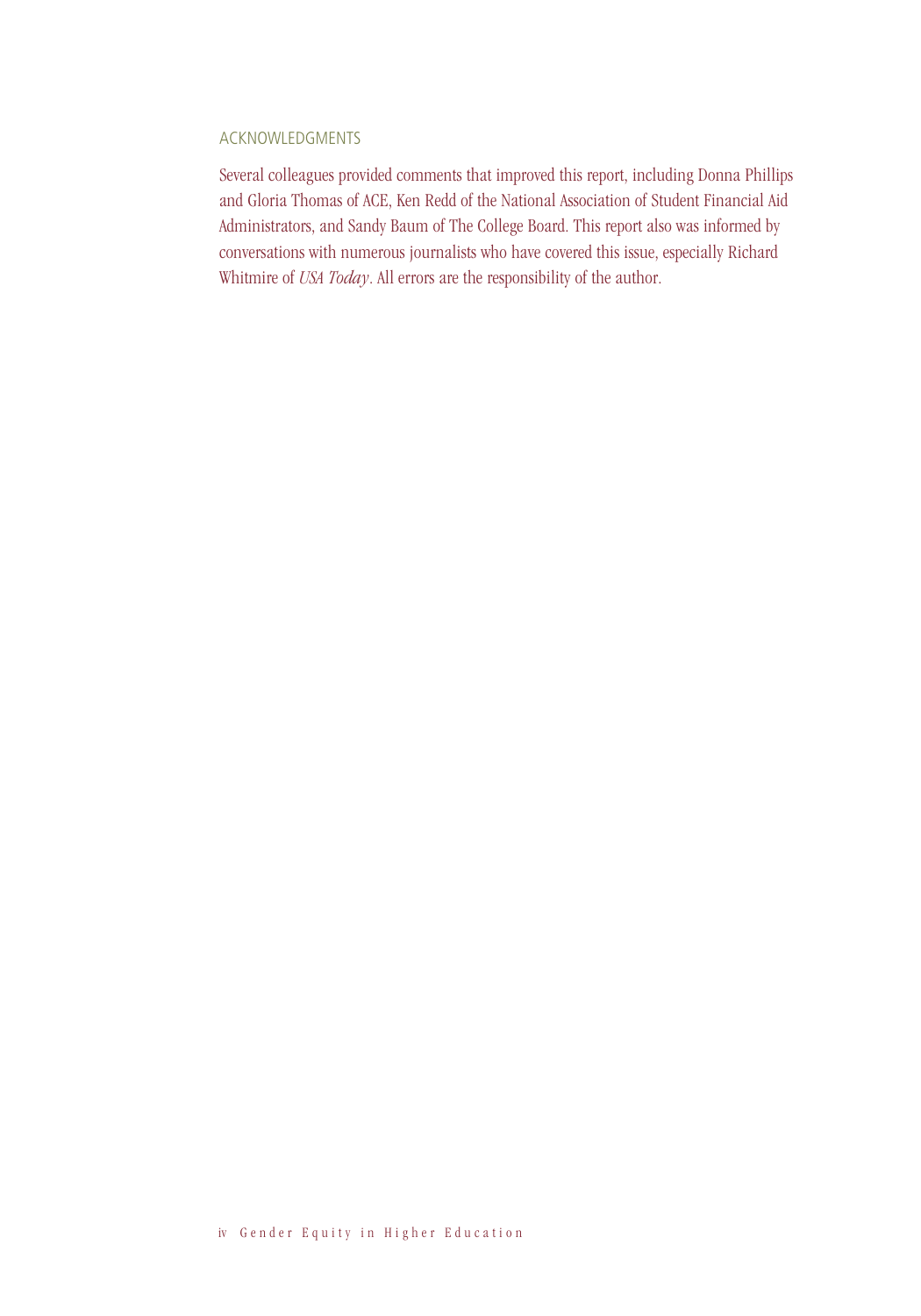## ACKNOWLEDGMENTS

Several colleagues provided comments that improved this report, including Donna Phillips and Gloria Thomas of ACE, Ken Redd of the National Association of Student Financial Aid Administrators, and Sandy Baum of The College Board. This report also was informed by conversations with numerous journalists who have covered this issue, especially Richard Whitmire of *USA Today*. All errors are the responsibility of the author.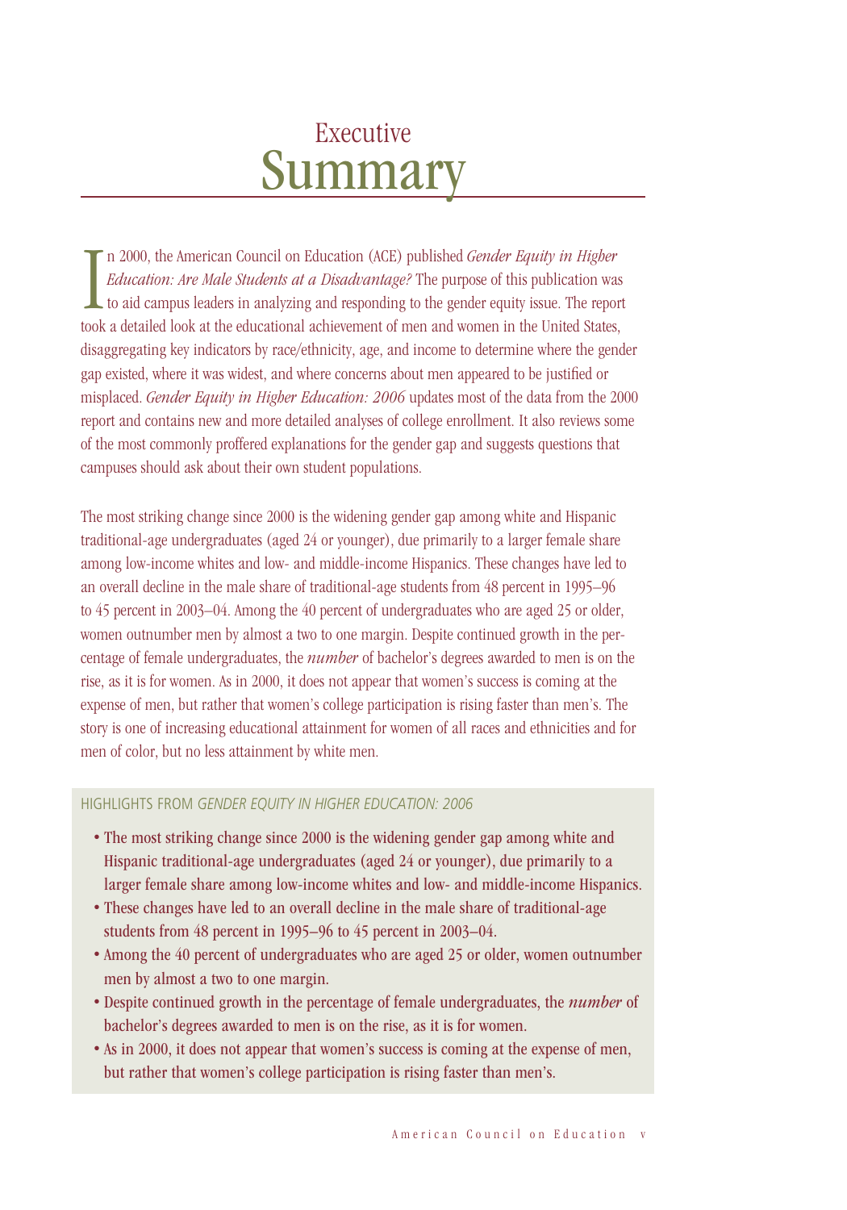# Executive Summary

In 2000, the American Council on Education (ACE) published *Gender Equity in Higher Education: Are Male Students at a Disadvantage?* The purpose of this publication was to aid campus leaders in analyzing and responding to the gender equity issue. The report took a detailed look at the educational achievement of men and women in the United States, disaggregating key indicators by race/ethnicity, age, and income to determine where the gender gap existed, where it was widest, and where concerns about men appeared to be justified or misplaced. *Gender Equity in Higher Education: 2006* updates most of the data from the 2000 report and contains new and more detailed analyses of college enrollment. It also reviews some of the most commonly proffered explanations for the gender gap and suggests questions that campuses should ask about their own student populations.

The most striking change since 2000 is the widening gender gap among white and Hispanic traditional-age undergraduates (aged 24 or younger), due primarily to a larger female share among low-income whites and low- and middle-income Hispanics. These changes have led to an overall decline in the male share of traditional-age students from 48 percent in 1995–96 to 45 percent in 2003–04. Among the 40 percent of undergraduates who are aged 25 or older, women outnumber men by almost a two to one margin. Despite continued growth in the percentage of female undergraduates, the *number* of bachelor's degrees awarded to men is on the rise, as it is for women. As in 2000, it does not appear that women's success is coming at the expense of men, but rather that women's college participation is rising faster than men's. The story is one of increasing educational attainment for women of all races and ethnicities and for men of color, but no less attainment by white men.

HIGHLIGHTS FROM *GENDER EQUITY IN HIGHER EDUCATION: 2006*

- The most striking change since 2000 is the widening gender gap among white and Hispanic traditional-age undergraduates (aged 24 or younger), due primarily to a larger female share among low-income whites and low- and middle-income Hispanics.
- These changes have led to an overall decline in the male share of traditional-age students from 48 percent in 1995–96 to 45 percent in 2003–04.
- Among the 40 percent of undergraduates who are aged 25 or older, women outnumber men by almost a two to one margin.
- Despite continued growth in the percentage of female undergraduates, the *number* of bachelor's degrees awarded to men is on the rise, as it is for women.
- As in 2000, it does not appear that women's success is coming at the expense of men, but rather that women's college participation is rising faster than men's.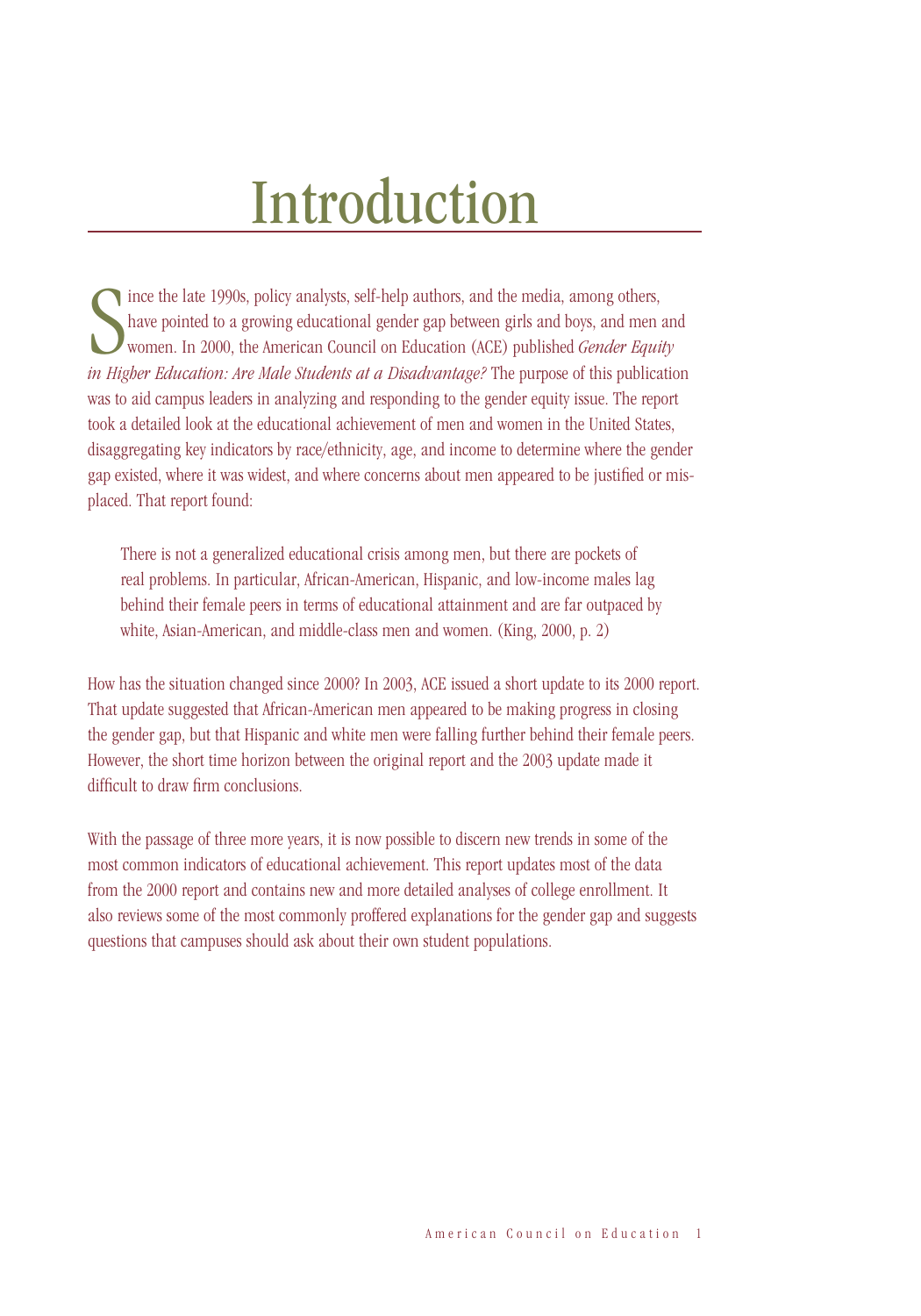# Introduction

Since the late 1990s, policy analysts, self-help authors, and the media, among others, have pointed to a growing educational gender gap between girls and boys, and men and women. In 2000, the American Council on Education (ACE) published *Gender Equity in Higher Education: Are Male Students at a Disadvantage?* The purpose of this publication was to aid campus leaders in analyzing and responding to the gender equity issue. The report took a detailed look at the educational achievement of men and women in the United States, disaggregating key indicators by race/ethnicity, age, and income to determine where the gender gap existed, where it was widest, and where concerns about men appeared to be justified or misplaced. That report found:

> There is not a generalized educational crisis among men, but there are pockets of real problems. In particular, African-American, Hispanic, and low-income males lag behind their female peers in terms of educational attainment and are far outpaced by white, Asian-American, and middle-class men and women. (King, 2000, p. 2)

How has the situation changed since 2000? In 2003, ACE issued a short update to its 2000 report. That update suggested that African-American men appeared to be making progress in closing the gender gap, but that Hispanic and white men were falling further behind their female peers. However, the short time horizon between the original report and the 2003 update made it difficult to draw firm conclusions.

With the passage of three more years, it is now possible to discern new trends in some of the most common indicators of educational achievement. This report updates most of the data from the 2000 report and contains new and more detailed analyses of college enrollment. It also reviews some of the most commonly proffered explanations for the gender gap and suggests questions that campuses should ask about their own student populations.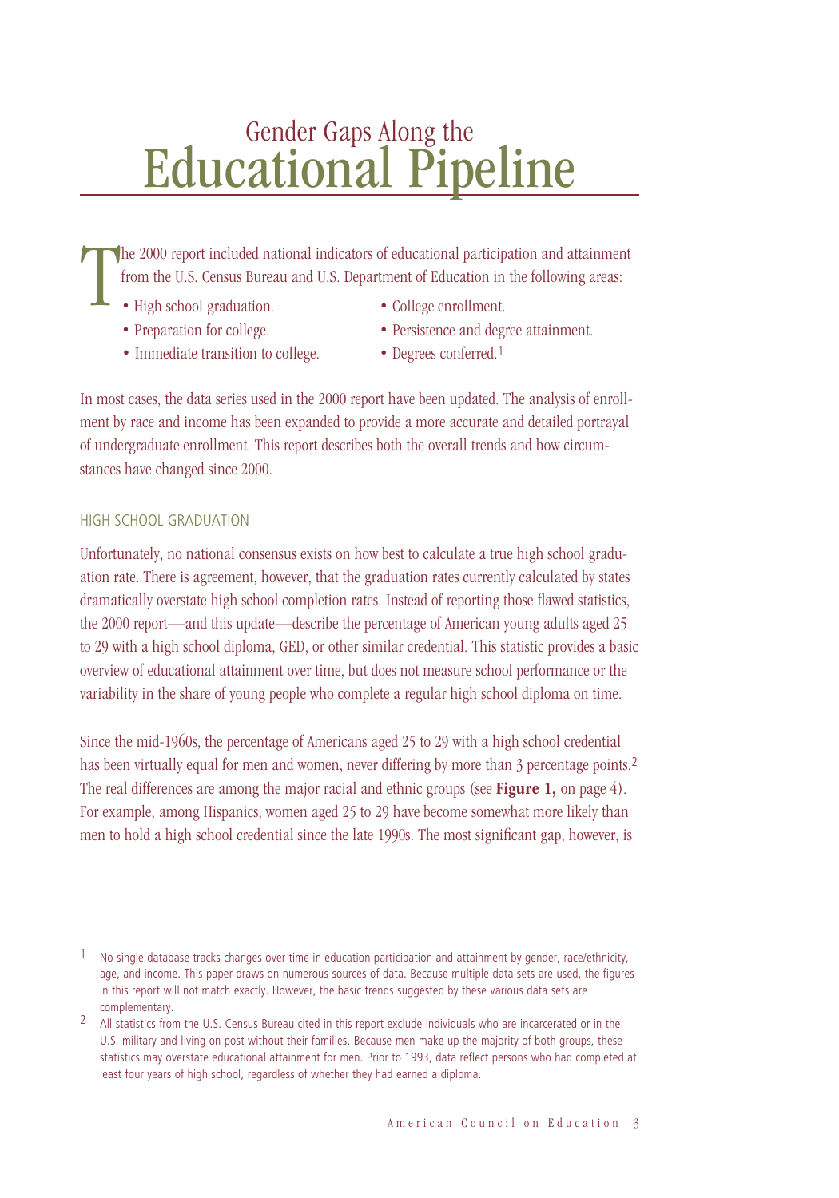# Gender Gaps Along the Educational Pipeline

The 2000 report included national indicators of educational participation and attainment from the U.S. Census Bureau and U.S. Department of Education in the following areas:

- High school graduation.
- Preparation for college.
- Immediate transition to college.
- College enrollment.
- Persistence and degree attainment.
- Degrees conferred.[1]

In most cases, the data series used in the 2000 report have been updated. The analysis of enrollment by race and income has been expanded to provide a more accurate and detailed portrayal of undergraduate enrollment. This report describes both the overall trends and how circumstances have changed since 2000.

## HIGH SCHOOL GRADUATION

Unfortunately, no national consensus exists on how best to calculate a true high school graduation rate. There is agreement, however, that the graduation rates currently calculated by states dramatically overstate high school completion rates. Instead of reporting those flawed statistics, the 2000 report—and this update—describe the percentage of American young adults aged 25 to 29 with a high school diploma, GED, or other similar credential. This statistic provides a basic overview of educational attainment over time, but does not measure school performance or the variability in the share of young people who complete a regular high school diploma on time.

Since the mid-1960s, the percentage of Americans aged 25 to 29 with a high school credential has been virtually equal for men and women, never differing by more than 3 percentage points.[2] The real differences are among the major racial and ethnic groups (see **Figure 1,** on page 4). For example, among Hispanics, women aged 25 to 29 have become somewhat more likely than men to hold a high school credential since the late 1990s. The most significant gap, however, is

[1] No single database tracks changes over time in education participation and attainment by gender, race/ethnicity, age, and income. This paper draws on numerous sources of data. Because multiple data sets are used, the figures in this report will not match exactly. However, the basic trends suggested by these various data sets are complementary.

[2] All statistics from the U.S. Census Bureau cited in this report exclude individuals who are incarcerated or in the U.S. military and living on post without their families. Because men make up the majority of both groups, these statistics may overstate educational attainment for men. Prior to 1993, data reflect persons who had completed at least four years of high school, regardless of whether they had earned a diploma.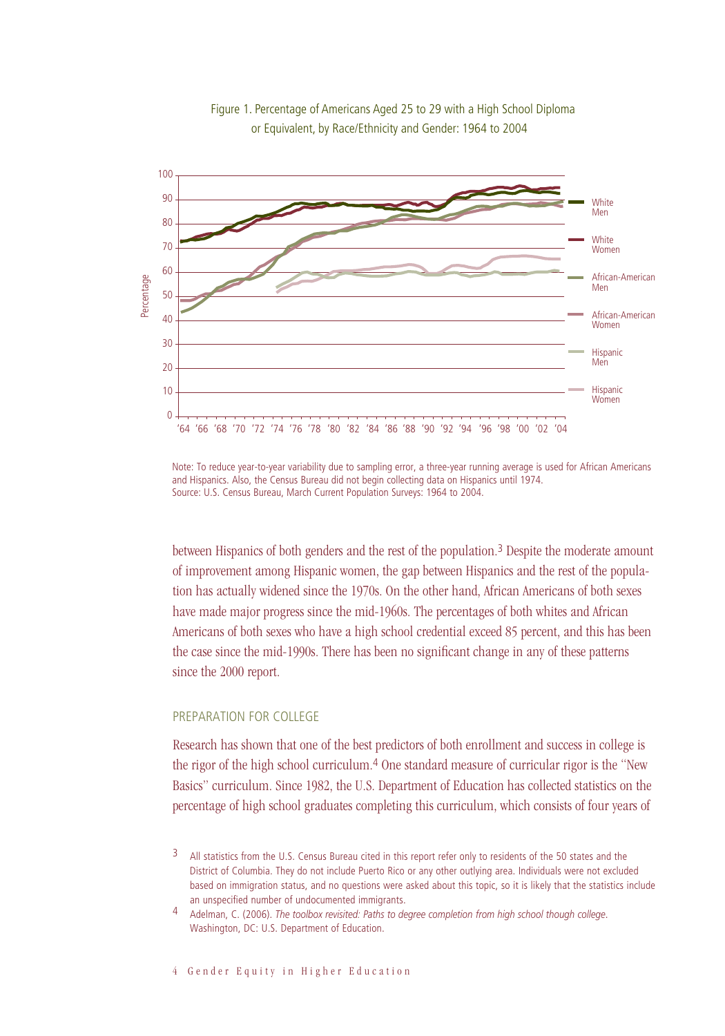Figure 1. Percentage of Americans Aged 25 to 29 with a High School Diploma or Equivalent, by Race/Ethnicity and Gender: 1964 to 2004

Note: To reduce year-to-year variability due to sampling error, a three-year running average is used for African Americans and Hispanics. Also, the Census Bureau did not begin collecting data on Hispanics until 1974.
Source: U.S. Census Bureau, March Current Population Surveys: 1964 to 2004.

between Hispanics of both genders and the rest of the population.[3] Despite the moderate amount of improvement among Hispanic women, the gap between Hispanics and the rest of the population has actually widened since the 1970s. On the other hand, African Americans of both sexes have made major progress since the mid-1960s. The percentages of both whites and African Americans of both sexes who have a high school credential exceed 85 percent, and this has been the case since the mid-1990s. There has been no significant change in any of these patterns since the 2000 report.

## PREPARATION FOR COLLEGE

Research has shown that one of the best predictors of both enrollment and success in college is the rigor of the high school curriculum.[4] One standard measure of curricular rigor is the "New Basics" curriculum. Since 1982, the U.S. Department of Education has collected statistics on the percentage of high school graduates completing this curriculum, which consists of four years of

[3] All statistics from the U.S. Census Bureau cited in this report refer only to residents of the 50 states and the District of Columbia. They do not include Puerto Rico or any other outlying area. Individuals were not excluded based on immigration status, and no questions were asked about this topic, so it is likely that the statistics include an unspecified number of undocumented immigrants.

[4] Adelman, C. (2006). *The toolbox revisited: Paths to degree completion from high school though college*. Washington, DC: U.S. Department of Education.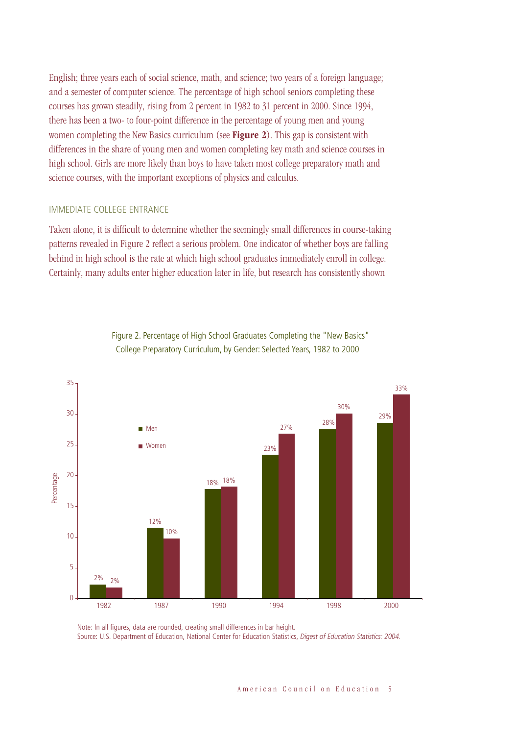English; three years each of social science, math, and science; two years of a foreign language; and a semester of computer science. The percentage of high school seniors completing these courses has grown steadily, rising from 2 percent in 1982 to 31 percent in 2000. Since 1994, there has been a two- to four-point difference in the percentage of young men and young women completing the New Basics curriculum (see **Figure 2**). This gap is consistent with differences in the share of young men and women completing key math and science courses in high school. Girls are more likely than boys to have taken most college preparatory math and science courses, with the important exceptions of physics and calculus.

## IMMEDIATE COLLEGE ENTRANCE

Taken alone, it is difficult to determine whether the seemingly small differences in course-taking patterns revealed in Figure 2 reflect a serious problem. One indicator of whether boys are falling behind in high school is the rate at which high school graduates immediately enroll in college. Certainly, many adults enter higher education later in life, but research has consistently shown

Figure 2. Percentage of High School Graduates Completing the "New Basics" College Preparatory Curriculum, by Gender: Selected Years, 1982 to 2000

| Year | Men | Women |
|---|---|---|
| 1982 | 2% | 2% |
| 1987 | 12% | 10% |
| 1990 | 18% | 18% |
| 1994 | 23% | 27% |
| 1998 | 28% | 30% |
| 2000 | 29% | 33% |

Note: In all figures, data are rounded, creating small differences in bar height.
Source: U.S. Department of Education, National Center for Education Statistics, *Digest of Education Statistics: 2004.*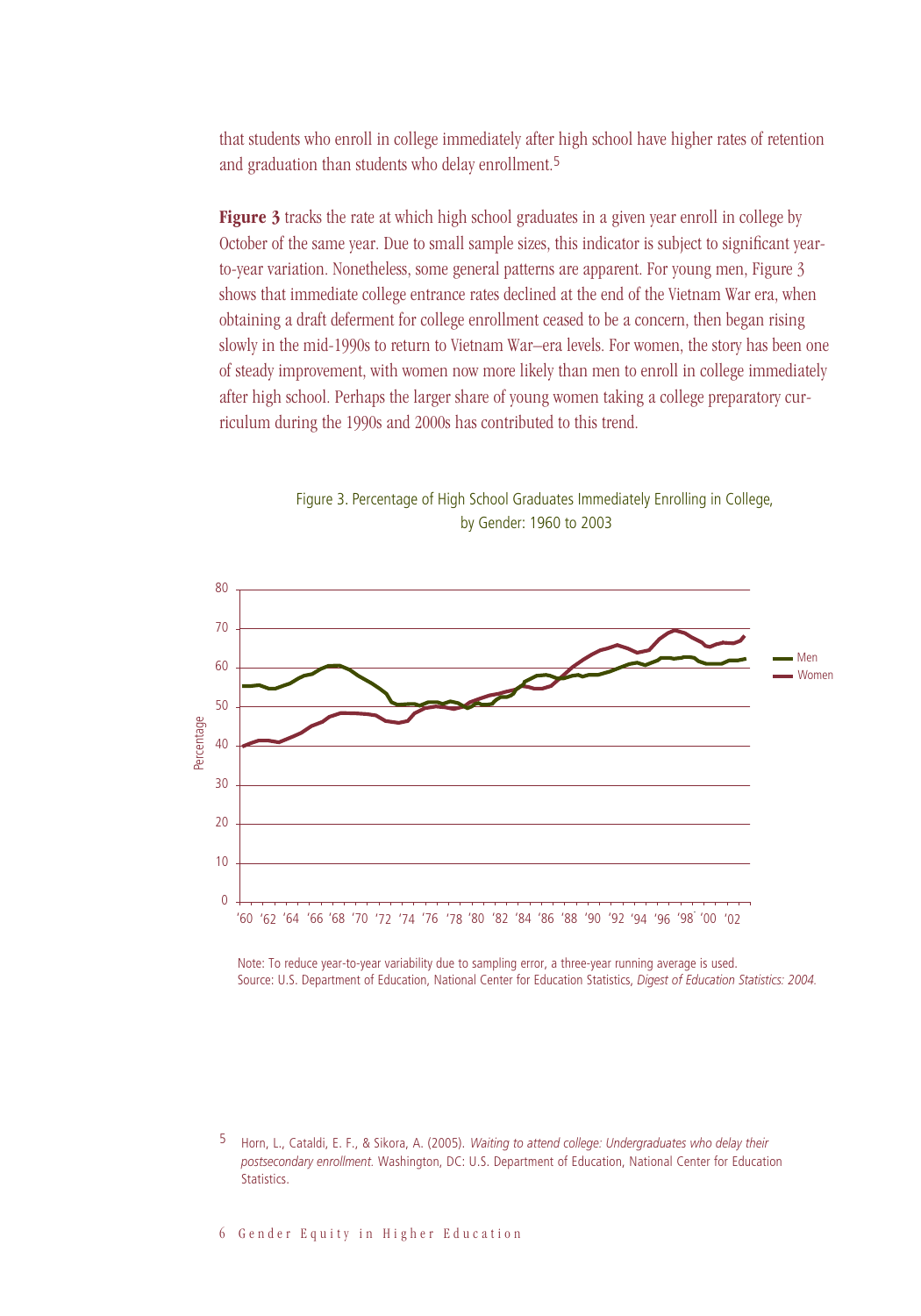that students who enroll in college immediately after high school have higher rates of retention and graduation than students who delay enrollment.[5]

**Figure 3** tracks the rate at which high school graduates in a given year enroll in college by October of the same year. Due to small sample sizes, this indicator is subject to significant year-to-year variation. Nonetheless, some general patterns are apparent. For young men, Figure 3 shows that immediate college entrance rates declined at the end of the Vietnam War era, when obtaining a draft deferment for college enrollment ceased to be a concern, then began rising slowly in the mid-1990s to return to Vietnam War–era levels. For women, the story has been one of steady improvement, with women now more likely than men to enroll in college immediately after high school. Perhaps the larger share of young women taking a college preparatory curriculum during the 1990s and 2000s has contributed to this trend.

Figure 3. Percentage of High School Graduates Immediately Enrolling in College, by Gender: 1960 to 2003

Note: To reduce year-to-year variability due to sampling error, a three-year running average is used.
Source: U.S. Department of Education, National Center for Education Statistics, *Digest of Education Statistics: 2004.*

[5] Horn, L., Cataldi, E. F., & Sikora, A. (2005). *Waiting to attend college: Undergraduates who delay their postsecondary enrollment.* Washington, DC: U.S. Department of Education, National Center for Education Statistics.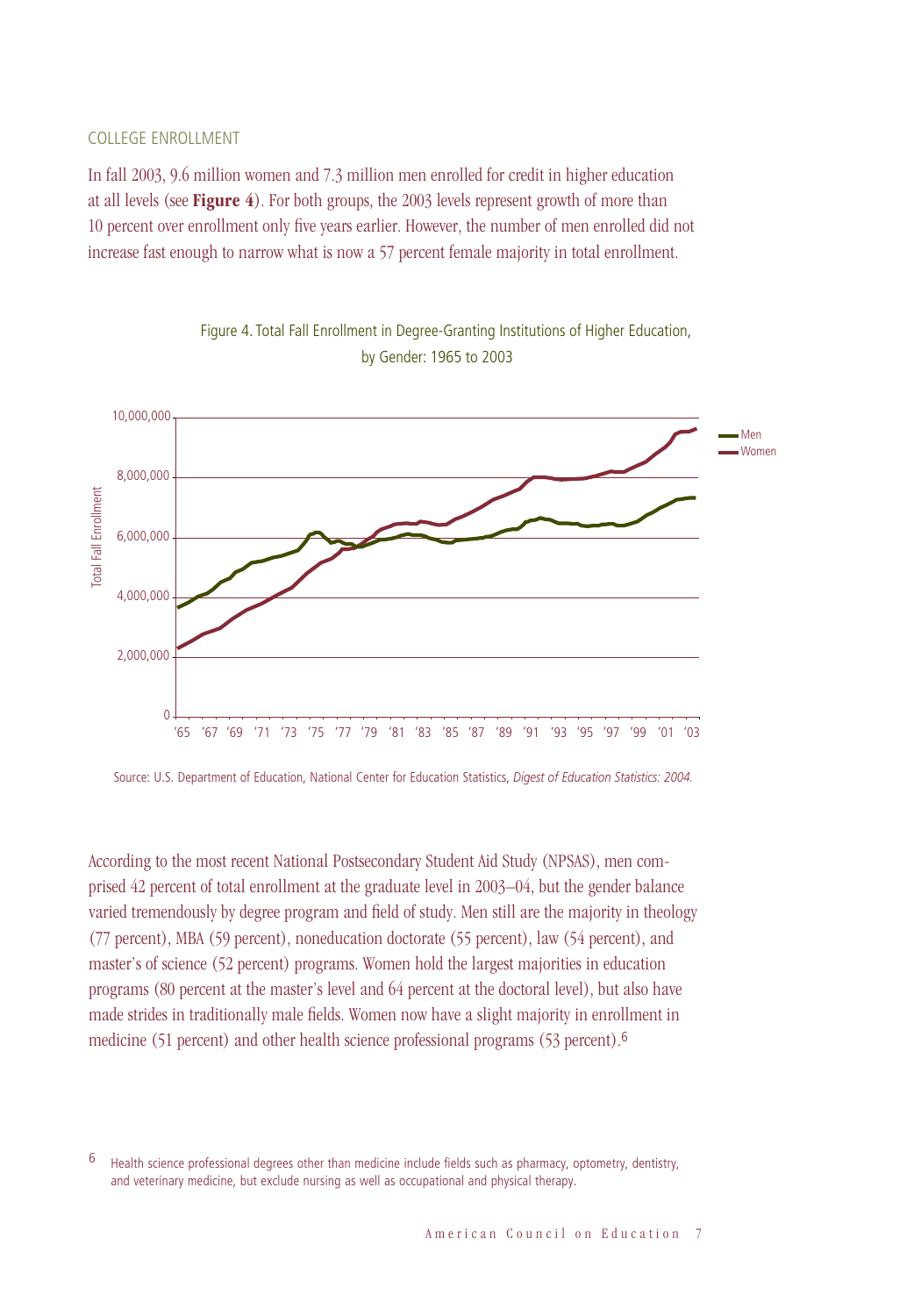## COLLEGE ENROLLMENT

In fall 2003, 9.6 million women and 7.3 million men enrolled for credit in higher education at all levels (see **Figure 4**). For both groups, the 2003 levels represent growth of more than 10 percent over enrollment only five years earlier. However, the number of men enrolled did not increase fast enough to narrow what is now a 57 percent female majority in total enrollment.

Figure 4. Total Fall Enrollment in Degree-Granting Institutions of Higher Education, by Gender: 1965 to 2003

Source: U.S. Department of Education, National Center for Education Statistics, *Digest of Education Statistics: 2004.*

According to the most recent National Postsecondary Student Aid Study (NPSAS), men comprised 42 percent of total enrollment at the graduate level in 2003–04, but the gender balance varied tremendously by degree program and field of study. Men still are the majority in theology (77 percent), MBA (59 percent), noneducation doctorate (55 percent), law (54 percent), and master's of science (52 percent) programs. Women hold the largest majorities in education programs (80 percent at the master's level and 64 percent at the doctoral level), but also have made strides in traditionally male fields. Women now have a slight majority in enrollment in medicine (51 percent) and other health science professional programs (53 percent).[6]

[6] Health science professional degrees other than medicine include fields such as pharmacy, optometry, dentistry, and veterinary medicine, but exclude nursing as well as occupational and physical therapy.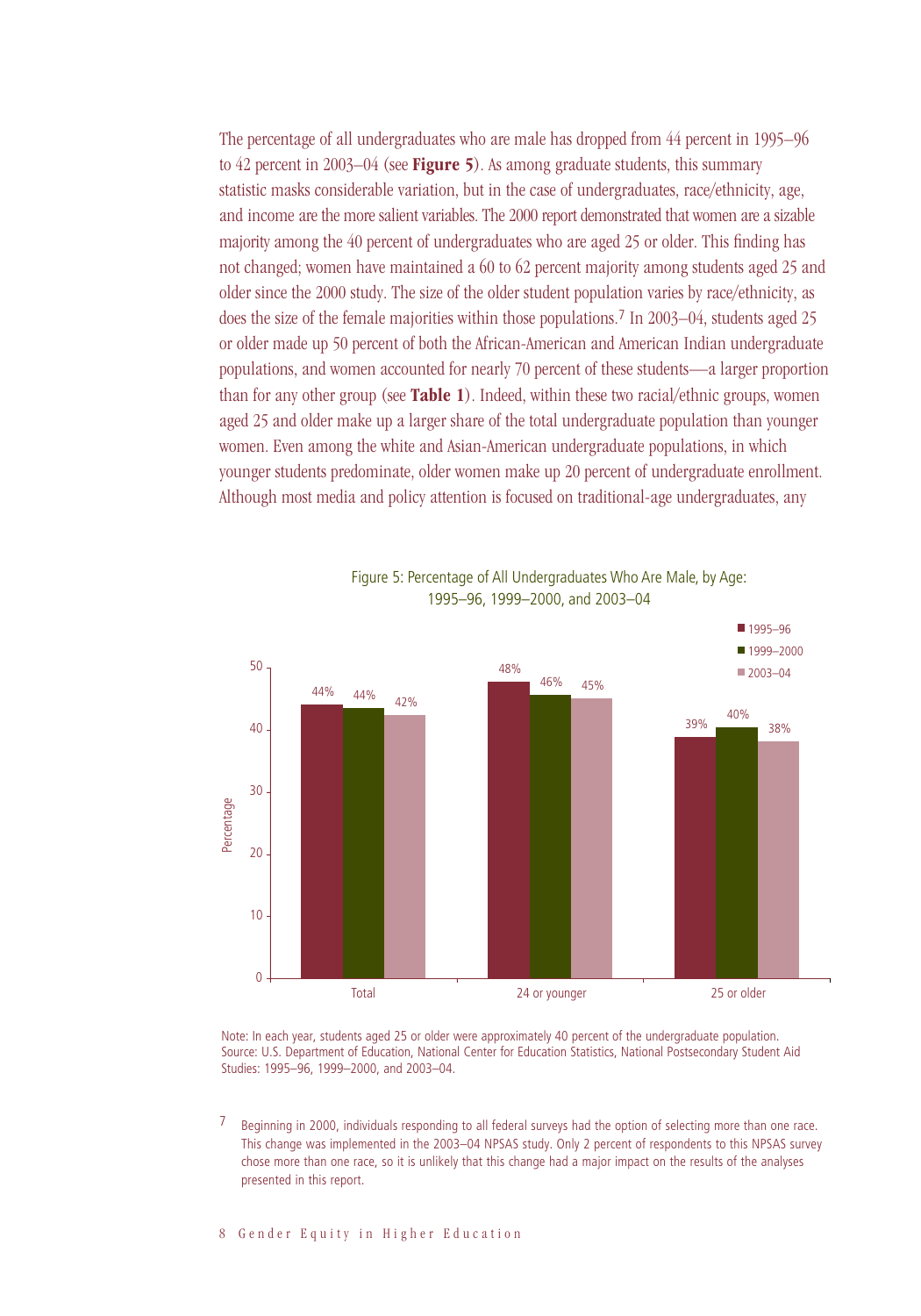The percentage of all undergraduates who are male has dropped from 44 percent in 1995–96 to 42 percent in 2003–04 (see **Figure 5**). As among graduate students, this summary statistic masks considerable variation, but in the case of undergraduates, race/ethnicity, age, and income are the more salient variables. The 2000 report demonstrated that women are a sizable majority among the 40 percent of undergraduates who are aged 25 or older. This finding has not changed; women have maintained a 60 to 62 percent majority among students aged 25 and older since the 2000 study. The size of the older student population varies by race/ethnicity, as does the size of the female majorities within those populations.[7] In 2003–04, students aged 25 or older made up 50 percent of both the African-American and American Indian undergraduate populations, and women accounted for nearly 70 percent of these students—a larger proportion than for any other group (see **Table 1**). Indeed, within these two racial/ethnic groups, women aged 25 and older make up a larger share of the total undergraduate population than younger women. Even among the white and Asian-American undergraduate populations, in which younger students predominate, older women make up 20 percent of undergraduate enrollment. Although most media and policy attention is focused on traditional-age undergraduates, any

Figure 5: Percentage of All Undergraduates Who Are Male, by Age: 1995–96, 1999–2000, and 2003–04

| | 1995–96 | 1999–2000 | 2003–04 |
|---|---|---|---|
| Total | 44% | 44% | 42% |
| 24 or younger | 48% | 46% | 45% |
| 25 or older | 39% | 40% | 38% |

Note: In each year, students aged 25 or older were approximately 40 percent of the undergraduate population.
Source: U.S. Department of Education, National Center for Education Statistics, National Postsecondary Student Aid Studies: 1995–96, 1999–2000, and 2003–04.

[7] Beginning in 2000, individuals responding to all federal surveys had the option of selecting more than one race. This change was implemented in the 2003–04 NPSAS study. Only 2 percent of respondents to this NPSAS survey chose more than one race, so it is unlikely that this change had a major impact on the results of the analyses presented in this report.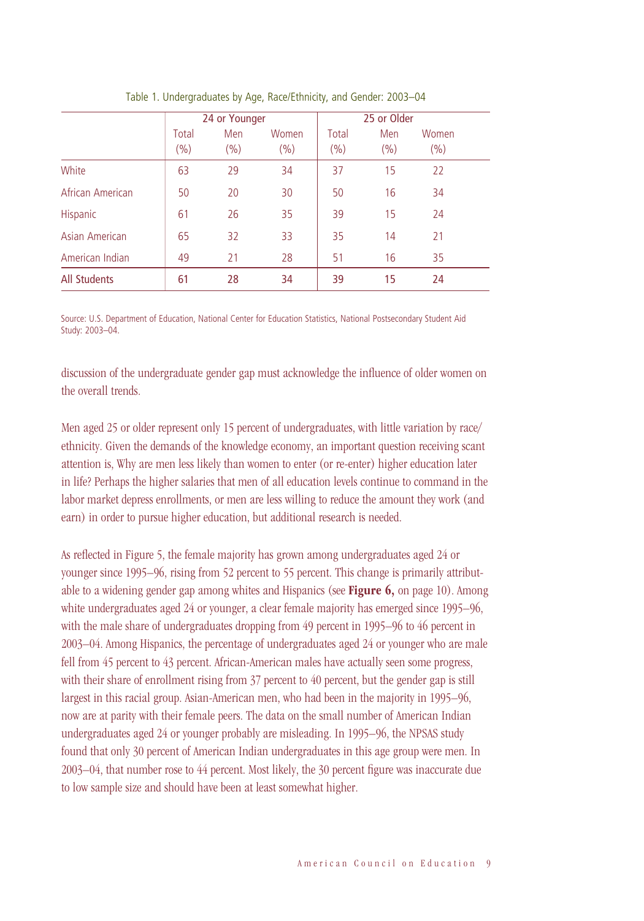Table 1. Undergraduates by Age, Race/Ethnicity, and Gender: 2003–04

| | 24 or Younger | | | 25 or Older | | |
|---|---|---|---|---|---|---|
| | Total (%) | Men (%) | Women (%) | Total (%) | Men (%) | Women (%) |
| White | 63 | 29 | 34 | 37 | 15 | 22 |
| African American | 50 | 20 | 30 | 50 | 16 | 34 |
| Hispanic | 61 | 26 | 35 | 39 | 15 | 24 |
| Asian American | 65 | 32 | 33 | 35 | 14 | 21 |
| American Indian | 49 | 21 | 28 | 51 | 16 | 35 |
| **All Students** | **61** | **28** | **34** | **39** | **15** | **24** |

Source: U.S. Department of Education, National Center for Education Statistics, National Postsecondary Student Aid Study: 2003–04.

discussion of the undergraduate gender gap must acknowledge the influence of older women on the overall trends.

Men aged 25 or older represent only 15 percent of undergraduates, with little variation by race/ethnicity. Given the demands of the knowledge economy, an important question receiving scant attention is, Why are men less likely than women to enter (or re-enter) higher education later in life? Perhaps the higher salaries that men of all education levels continue to command in the labor market depress enrollments, or men are less willing to reduce the amount they work (and earn) in order to pursue higher education, but additional research is needed.

As reflected in Figure 5, the female majority has grown among undergraduates aged 24 or younger since 1995–96, rising from 52 percent to 55 percent. This change is primarily attributable to a widening gender gap among whites and Hispanics (see **Figure 6,** on page 10). Among white undergraduates aged 24 or younger, a clear female majority has emerged since 1995–96, with the male share of undergraduates dropping from 49 percent in 1995–96 to 46 percent in 2003–04. Among Hispanics, the percentage of undergraduates aged 24 or younger who are male fell from 45 percent to 43 percent. African-American males have actually seen some progress, with their share of enrollment rising from 37 percent to 40 percent, but the gender gap is still largest in this racial group. Asian-American men, who had been in the majority in 1995–96, now are at parity with their female peers. The data on the small number of American Indian undergraduates aged 24 or younger probably are misleading. In 1995–96, the NPSAS study found that only 30 percent of American Indian undergraduates in this age group were men. In 2003–04, that number rose to 44 percent. Most likely, the 30 percent figure was inaccurate due to low sample size and should have been at least somewhat higher.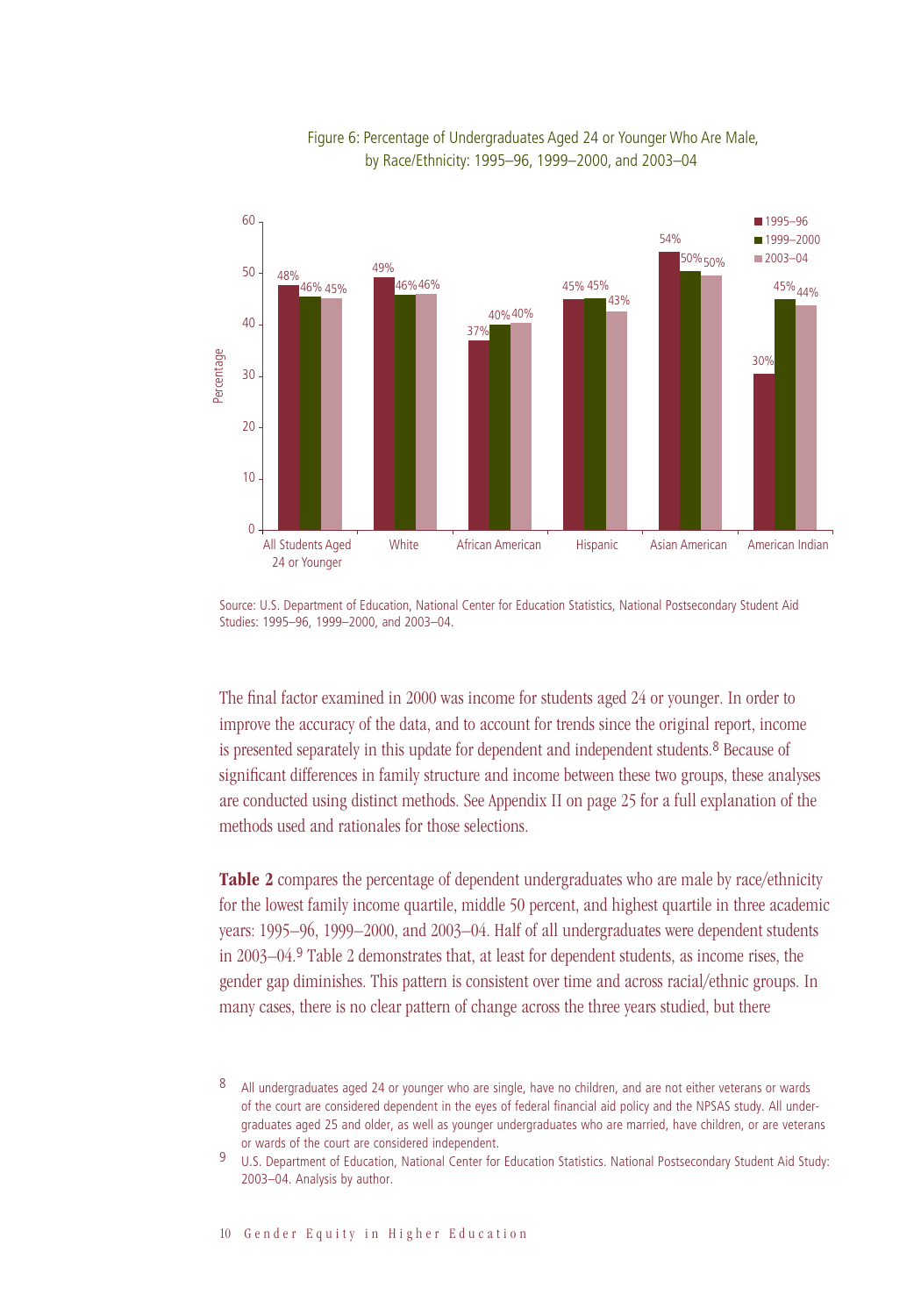Figure 6: Percentage of Undergraduates Aged 24 or Younger Who Are Male, by Race/Ethnicity: 1995–96, 1999–2000, and 2003–04

| | 1995–96 | 1999–2000 | 2003–04 |
|---|---|---|---|
| All Students Aged 24 or Younger | 48% | 46% | 45% |
| White | 49% | 46% | 46% |
| African American | 37% | 40% | 40% |
| Hispanic | 45% | 45% | 43% |
| Asian American | 54% | 50% | 50% |
| American Indian | 30% | 45% | 44% |

Source: U.S. Department of Education, National Center for Education Statistics, National Postsecondary Student Aid Studies: 1995–96, 1999–2000, and 2003–04.

The final factor examined in 2000 was income for students aged 24 or younger. In order to improve the accuracy of the data, and to account for trends since the original report, income is presented separately in this update for dependent and independent students.[8] Because of significant differences in family structure and income between these two groups, these analyses are conducted using distinct methods. See Appendix II on page 25 for a full explanation of the methods used and rationales for those selections.

**Table 2** compares the percentage of dependent undergraduates who are male by race/ethnicity for the lowest family income quartile, middle 50 percent, and highest quartile in three academic years: 1995–96, 1999–2000, and 2003–04. Half of all undergraduates were dependent students in 2003–04.[9] Table 2 demonstrates that, at least for dependent students, as income rises, the gender gap diminishes. This pattern is consistent over time and across racial/ethnic groups. In many cases, there is no clear pattern of change across the three years studied, but there

[8] All undergraduates aged 24 or younger who are single, have no children, and are not either veterans or wards of the court are considered dependent in the eyes of federal financial aid policy and the NPSAS study. All undergraduates aged 25 and older, as well as younger undergraduates who are married, have children, or are veterans or wards of the court are considered independent.

[9] U.S. Department of Education, National Center for Education Statistics. National Postsecondary Student Aid Study: 2003–04. Analysis by author.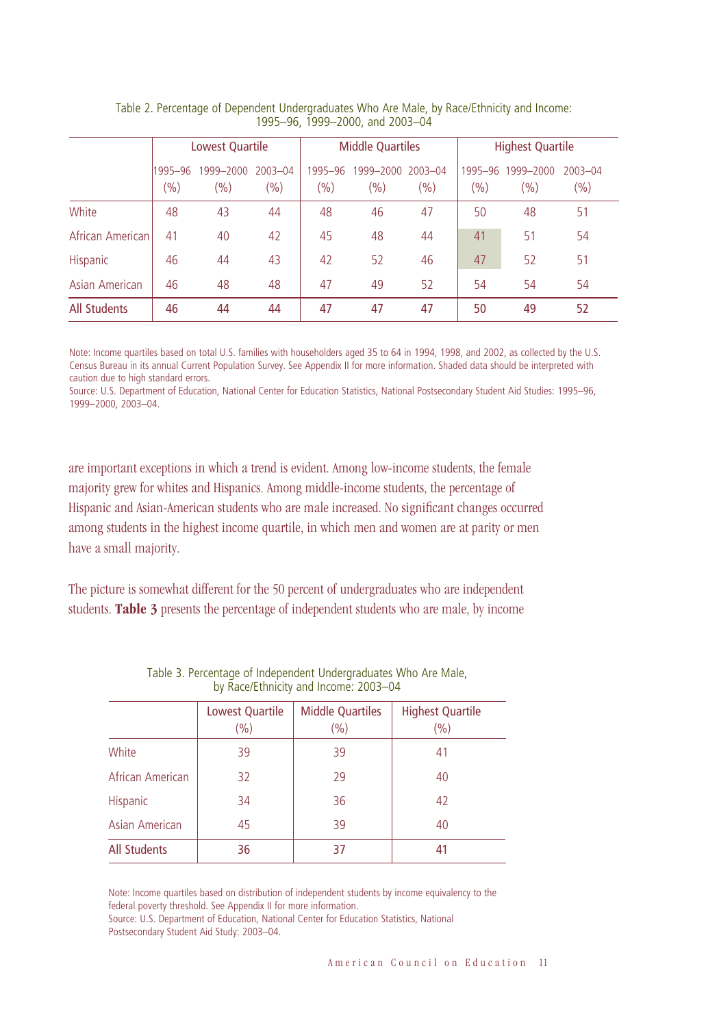Table 2. Percentage of Dependent Undergraduates Who Are Male, by Race/Ethnicity and Income: 1995–96, 1999–2000, and 2003–04

| | Lowest Quartile | | | Middle Quartiles | | | Highest Quartile | | |
|---|---|---|---|---|---|---|---|---|---|
| | 1995–96 (%) | 1999–2000 (%) | 2003–04 (%) | 1995–96 (%) | 1999–2000 (%) | 2003–04 (%) | 1995–96 (%) | 1999–2000 (%) | 2003–04 (%) |
| White | 48 | 43 | 44 | 48 | 46 | 47 | 50 | 48 | 51 |
| African American | 41 | 40 | 42 | 45 | 48 | 44 | 41 | 51 | 54 |
| Hispanic | 46 | 44 | 43 | 42 | 52 | 46 | 47 | 52 | 51 |
| Asian American | 46 | 48 | 48 | 47 | 49 | 52 | 54 | 54 | 54 |
| All Students | 46 | 44 | 44 | 47 | 47 | 47 | 50 | 49 | 52 |

Note: Income quartiles based on total U.S. families with householders aged 35 to 64 in 1994, 1998, and 2002, as collected by the U.S. Census Bureau in its annual Current Population Survey. See Appendix II for more information. Shaded data should be interpreted with caution due to high standard errors.
Source: U.S. Department of Education, National Center for Education Statistics, National Postsecondary Student Aid Studies: 1995–96, 1999–2000, 2003–04.

are important exceptions in which a trend is evident. Among low-income students, the female majority grew for whites and Hispanics. Among middle-income students, the percentage of Hispanic and Asian-American students who are male increased. No significant changes occurred among students in the highest income quartile, in which men and women are at parity or men have a small majority.

The picture is somewhat different for the 50 percent of undergraduates who are independent students. **Table 3** presents the percentage of independent students who are male, by income

Table 3. Percentage of Independent Undergraduates Who Are Male, by Race/Ethnicity and Income: 2003–04

| | Lowest Quartile (%) | Middle Quartiles (%) | Highest Quartile (%) |
|---|---|---|---|
| White | 39 | 39 | 41 |
| African American | 32 | 29 | 40 |
| Hispanic | 34 | 36 | 42 |
| Asian American | 45 | 39 | 40 |
| All Students | 36 | 37 | 41 |

Note: Income quartiles based on distribution of independent students by income equivalency to the federal poverty threshold. See Appendix II for more information.
Source: U.S. Department of Education, National Center for Education Statistics, National Postsecondary Student Aid Study: 2003–04.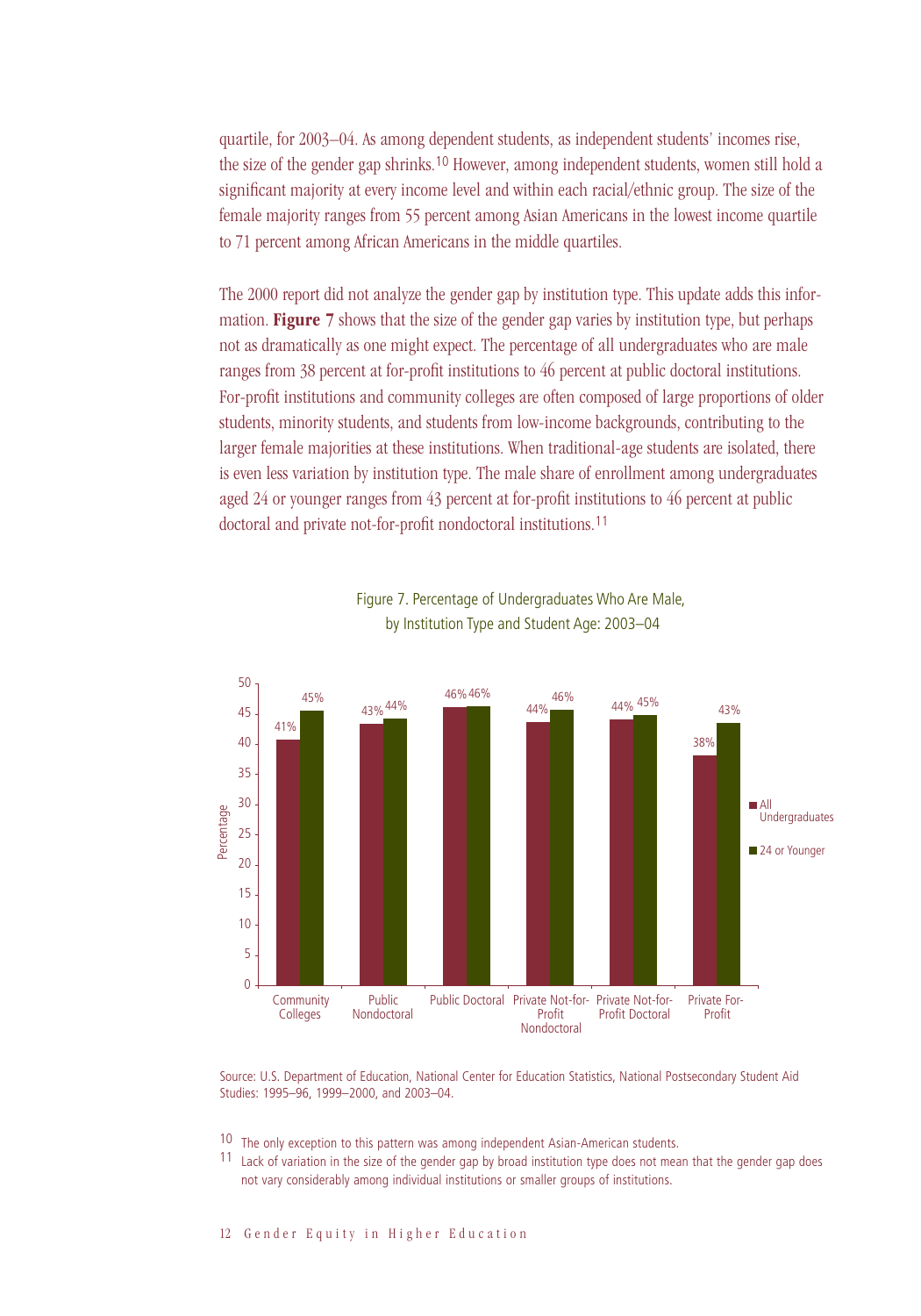quartile, for 2003–04. As among dependent students, as independent students' incomes rise, the size of the gender gap shrinks.[10] However, among independent students, women still hold a significant majority at every income level and within each racial/ethnic group. The size of the female majority ranges from 55 percent among Asian Americans in the lowest income quartile to 71 percent among African Americans in the middle quartiles.

The 2000 report did not analyze the gender gap by institution type. This update adds this information. **Figure 7** shows that the size of the gender gap varies by institution type, but perhaps not as dramatically as one might expect. The percentage of all undergraduates who are male ranges from 38 percent at for-profit institutions to 46 percent at public doctoral institutions. For-profit institutions and community colleges are often composed of large proportions of older students, minority students, and students from low-income backgrounds, contributing to the larger female majorities at these institutions. When traditional-age students are isolated, there is even less variation by institution type. The male share of enrollment among undergraduates aged 24 or younger ranges from 43 percent at for-profit institutions to 46 percent at public doctoral and private not-for-profit nondoctoral institutions.[11]

Figure 7. Percentage of Undergraduates Who Are Male, by Institution Type and Student Age: 2003–04

| Institution Type | All Undergraduates | 24 or Younger |
|---|---|---|
| Community Colleges | 41% | 45% |
| Public Nondoctoral | 43% | 44% |
| Public Doctoral | 46% | 46% |
| Private Not-for-Profit Nondoctoral | 44% | 46% |
| Private Not-for-Profit Doctoral | 44% | 45% |
| Private For-Profit | 38% | 43% |

Source: U.S. Department of Education, National Center for Education Statistics, National Postsecondary Student Aid Studies: 1995–96, 1999–2000, and 2003–04.

[10] The only exception to this pattern was among independent Asian-American students.

[11] Lack of variation in the size of the gender gap by broad institution type does not mean that the gender gap does not vary considerably among individual institutions or smaller groups of institutions.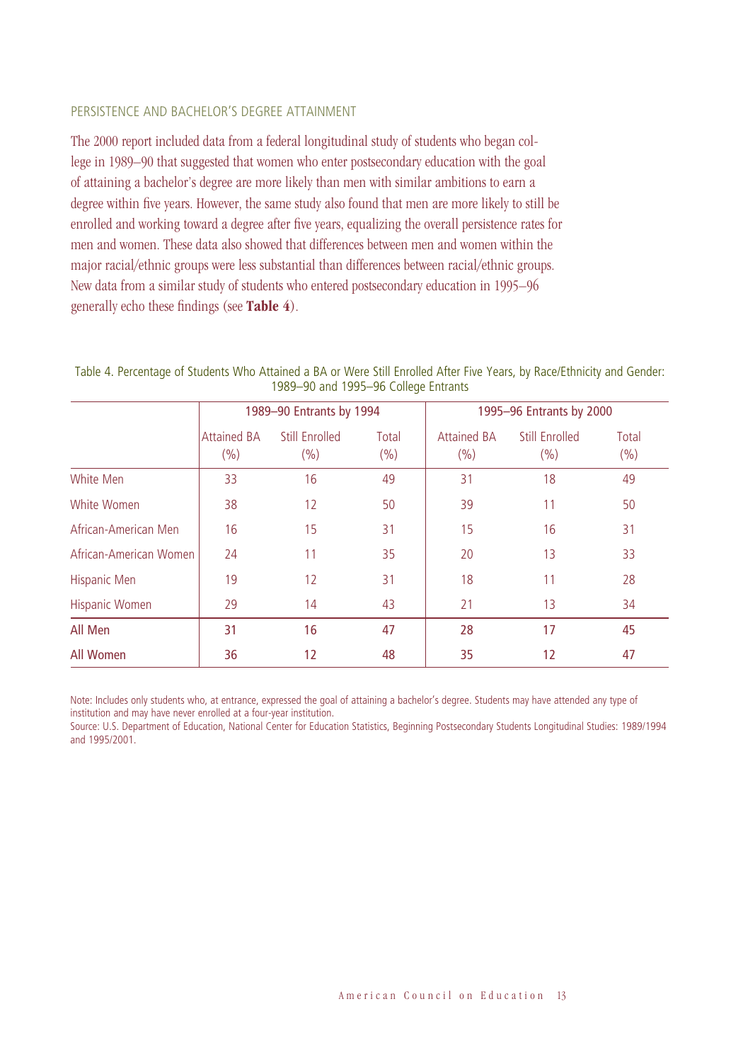## PERSISTENCE AND BACHELOR'S DEGREE ATTAINMENT

The 2000 report included data from a federal longitudinal study of students who began college in 1989–90 that suggested that women who enter postsecondary education with the goal of attaining a bachelor's degree are more likely than men with similar ambitions to earn a degree within five years. However, the same study also found that men are more likely to still be enrolled and working toward a degree after five years, equalizing the overall persistence rates for men and women. These data also showed that differences between men and women within the major racial/ethnic groups were less substantial than differences between racial/ethnic groups. New data from a similar study of students who entered postsecondary education in 1995–96 generally echo these findings (see **Table 4**).

Table 4. Percentage of Students Who Attained a BA or Were Still Enrolled After Five Years, by Race/Ethnicity and Gender: 1989–90 and 1995–96 College Entrants

| | 1989–90 Entrants by 1994 | | | 1995–96 Entrants by 2000 | | |
|---|---|---|---|---|---|---|
| | Attained BA (%) | Still Enrolled (%) | Total (%) | Attained BA (%) | Still Enrolled (%) | Total (%) |
| White Men | 33 | 16 | 49 | 31 | 18 | 49 |
| White Women | 38 | 12 | 50 | 39 | 11 | 50 |
| African-American Men | 16 | 15 | 31 | 15 | 16 | 31 |
| African-American Women | 24 | 11 | 35 | 20 | 13 | 33 |
| Hispanic Men | 19 | 12 | 31 | 18 | 11 | 28 |
| Hispanic Women | 29 | 14 | 43 | 21 | 13 | 34 |
| All Men | 31 | 16 | 47 | 28 | 17 | 45 |
| All Women | 36 | 12 | 48 | 35 | 12 | 47 |

Note: Includes only students who, at entrance, expressed the goal of attaining a bachelor's degree. Students may have attended any type of institution and may have never enrolled at a four-year institution.

Source: U.S. Department of Education, National Center for Education Statistics, Beginning Postsecondary Students Longitudinal Studies: 1989/1994 and 1995/2001.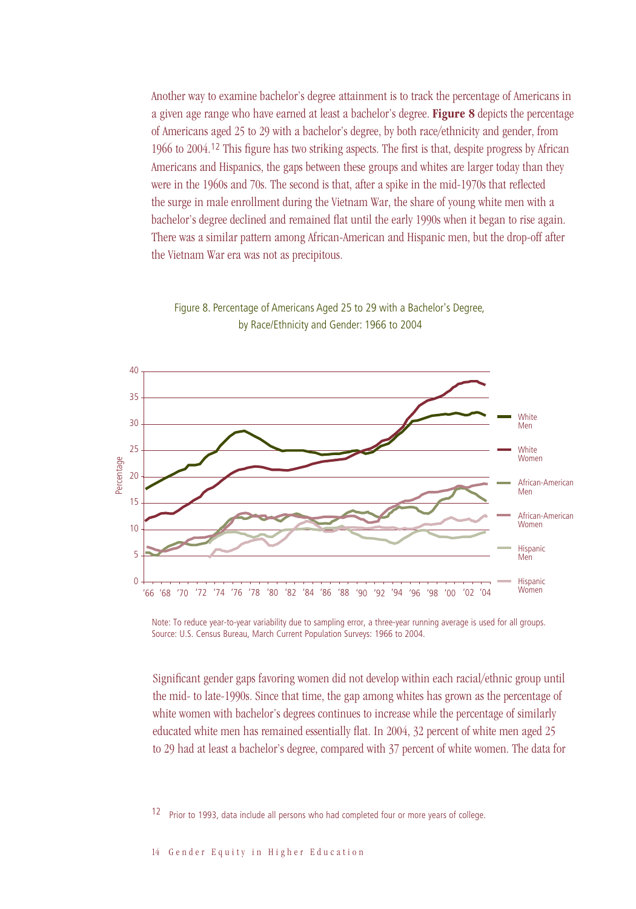Another way to examine bachelor's degree attainment is to track the percentage of Americans in a given age range who have earned at least a bachelor's degree. **Figure 8** depicts the percentage of Americans aged 25 to 29 with a bachelor's degree, by both race/ethnicity and gender, from 1966 to 2004.[12] This figure has two striking aspects. The first is that, despite progress by African Americans and Hispanics, the gaps between these groups and whites are larger today than they were in the 1960s and 70s. The second is that, after a spike in the mid-1970s that reflected the surge in male enrollment during the Vietnam War, the share of young white men with a bachelor's degree declined and remained flat until the early 1990s when it began to rise again. There was a similar pattern among African-American and Hispanic men, but the drop-off after the Vietnam War era was not as precipitous.

Figure 8. Percentage of Americans Aged 25 to 29 with a Bachelor's Degree, by Race/Ethnicity and Gender: 1966 to 2004

Note: To reduce year-to-year variability due to sampling error, a three-year running average is used for all groups.
Source: U.S. Census Bureau, March Current Population Surveys: 1966 to 2004.

Significant gender gaps favoring women did not develop within each racial/ethnic group until the mid- to late-1990s. Since that time, the gap among whites has grown as the percentage of white women with bachelor's degrees continues to increase while the percentage of similarly educated white men has remained essentially flat. In 2004, 32 percent of white men aged 25 to 29 had at least a bachelor's degree, compared with 37 percent of white women. The data for

[12] Prior to 1993, data include all persons who had completed four or more years of college.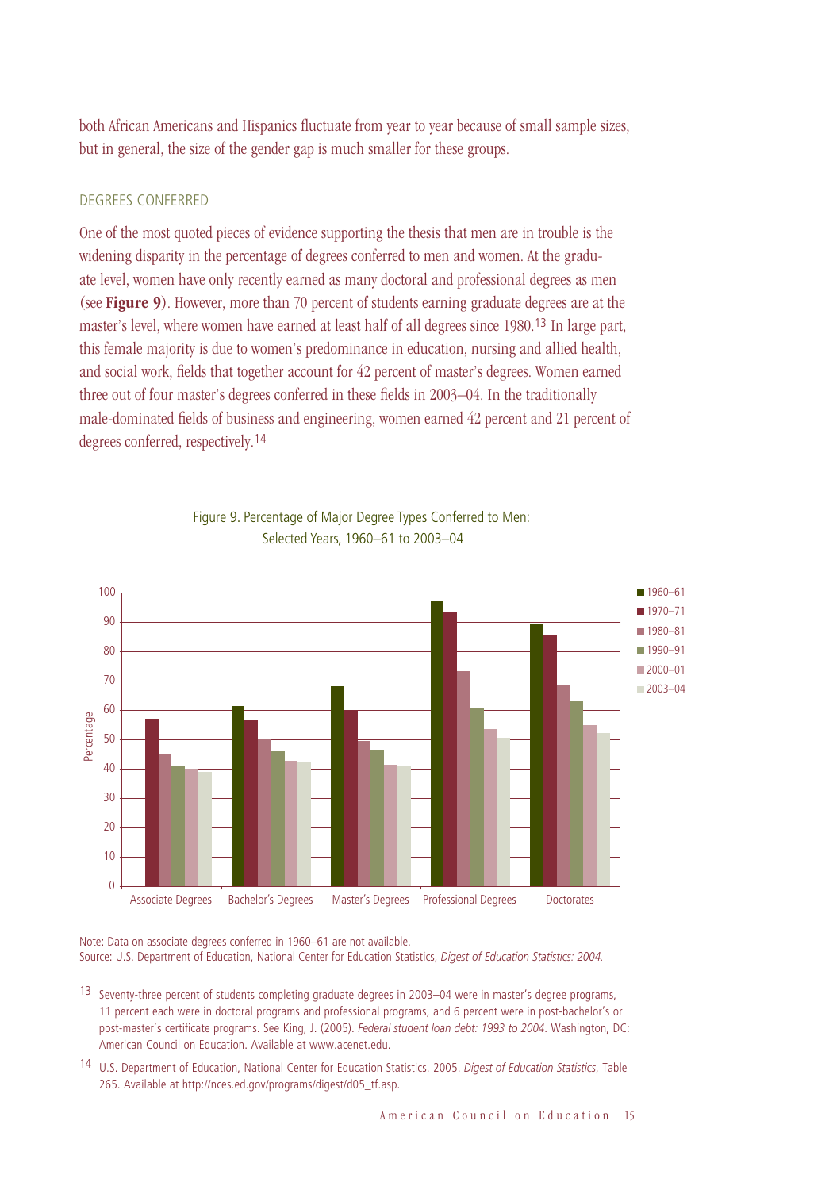both African Americans and Hispanics fluctuate from year to year because of small sample sizes, but in general, the size of the gender gap is much smaller for these groups.

## DEGREES CONFERRED

One of the most quoted pieces of evidence supporting the thesis that men are in trouble is the widening disparity in the percentage of degrees conferred to men and women. At the graduate level, women have only recently earned as many doctoral and professional degrees as men (see **Figure 9**). However, more than 70 percent of students earning graduate degrees are at the master's level, where women have earned at least half of all degrees since 1980.[13] In large part, this female majority is due to women's predominance in education, nursing and allied health, and social work, fields that together account for 42 percent of master's degrees. Women earned three out of four master's degrees conferred in these fields in 2003–04. In the traditionally male-dominated fields of business and engineering, women earned 42 percent and 21 percent of degrees conferred, respectively.[14]

Figure 9. Percentage of Major Degree Types Conferred to Men: Selected Years, 1960–61 to 2003–04

Note: Data on associate degrees conferred in 1960–61 are not available.
Source: U.S. Department of Education, National Center for Education Statistics, *Digest of Education Statistics: 2004.*

[13] Seventy-three percent of students completing graduate degrees in 2003–04 were in master's degree programs, 11 percent each were in doctoral programs and professional programs, and 6 percent were in post-bachelor's or post-master's certificate programs. See King, J. (2005). *Federal student loan debt: 1993 to 2004*. Washington, DC: American Council on Education. Available at www.acenet.edu.

[14] U.S. Department of Education, National Center for Education Statistics. 2005. *Digest of Education Statistics*, Table 265. Available at http://nces.ed.gov/programs/digest/d05_tf.asp.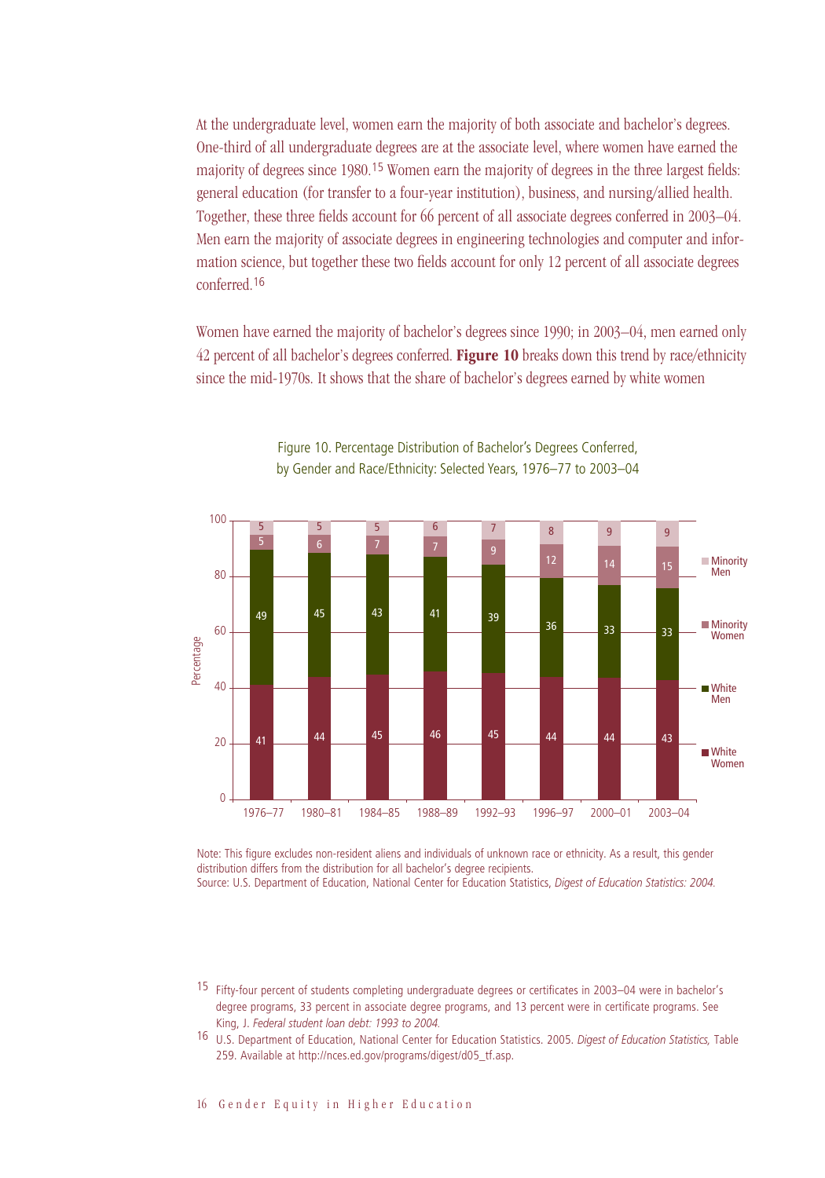At the undergraduate level, women earn the majority of both associate and bachelor's degrees. One-third of all undergraduate degrees are at the associate level, where women have earned the majority of degrees since 1980.[15] Women earn the majority of degrees in the three largest fields: general education (for transfer to a four-year institution), business, and nursing/allied health. Together, these three fields account for 66 percent of all associate degrees conferred in 2003–04. Men earn the majority of associate degrees in engineering technologies and computer and information science, but together these two fields account for only 12 percent of all associate degrees conferred.[16]

Women have earned the majority of bachelor's degrees since 1990; in 2003–04, men earned only 42 percent of all bachelor's degrees conferred. **Figure 10** breaks down this trend by race/ethnicity since the mid-1970s. It shows that the share of bachelor's degrees earned by white women

Figure 10. Percentage Distribution of Bachelor's Degrees Conferred, by Gender and Race/Ethnicity: Selected Years, 1976–77 to 2003–04

| | 1976–77 | 1980–81 | 1984–85 | 1988–89 | 1992–93 | 1996–97 | 2000–01 | 2003–04 |
|---|---|---|---|---|---|---|---|---|
| Minority Men | 5 | 5 | 5 | 6 | 7 | 8 | 9 | 9 |
| Minority Women | 5 | 6 | 7 | 7 | 9 | 12 | 14 | 15 |
| White Men | 49 | 45 | 43 | 41 | 39 | 36 | 33 | 33 |
| White Women | 41 | 44 | 45 | 46 | 45 | 44 | 44 | 43 |

Note: This figure excludes non-resident aliens and individuals of unknown race or ethnicity. As a result, this gender distribution differs from the distribution for all bachelor's degree recipients.
Source: U.S. Department of Education, National Center for Education Statistics, *Digest of Education Statistics: 2004.*

[15] Fifty-four percent of students completing undergraduate degrees or certificates in 2003–04 were in bachelor's degree programs, 33 percent in associate degree programs, and 13 percent were in certificate programs. See King, J. *Federal student loan debt: 1993 to 2004.*

[16] U.S. Department of Education, National Center for Education Statistics. 2005. *Digest of Education Statistics,* Table 259. Available at http://nces.ed.gov/programs/digest/d05_tf.asp.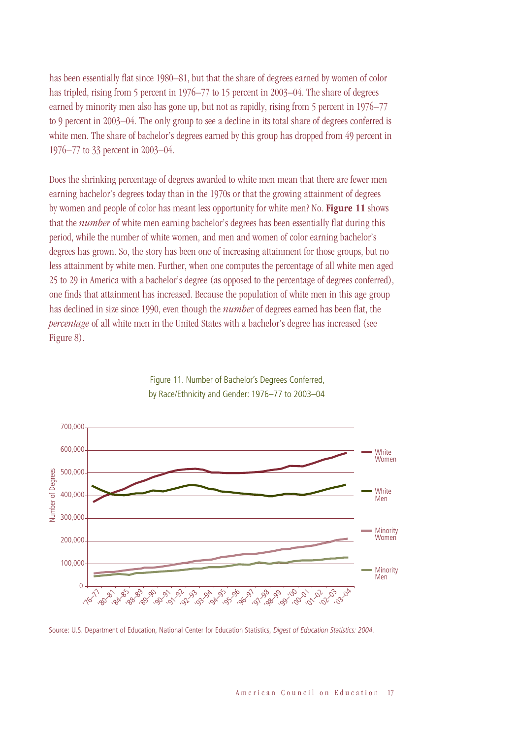has been essentially flat since 1980–81, but that the share of degrees earned by women of color has tripled, rising from 5 percent in 1976–77 to 15 percent in 2003–04. The share of degrees earned by minority men also has gone up, but not as rapidly, rising from 5 percent in 1976–77 to 9 percent in 2003–04. The only group to see a decline in its total share of degrees conferred is white men. The share of bachelor's degrees earned by this group has dropped from 49 percent in 1976–77 to 33 percent in 2003–04.

Does the shrinking percentage of degrees awarded to white men mean that there are fewer men earning bachelor's degrees today than in the 1970s or that the growing attainment of degrees by women and people of color has meant less opportunity for white men? No. **Figure 11** shows that the *number* of white men earning bachelor's degrees has been essentially flat during this period, while the number of white women, and men and women of color earning bachelor's degrees has grown. So, the story has been one of increasing attainment for those groups, but no less attainment by white men. Further, when one computes the percentage of all white men aged 25 to 29 in America with a bachelor's degree (as opposed to the percentage of degrees conferred), one finds that attainment has increased. Because the population of white men in this age group has declined in size since 1990, even though the *numbe*r of degrees earned has been flat, the *percentage* of all white men in the United States with a bachelor's degree has increased (see Figure 8).

Figure 11. Number of Bachelor's Degrees Conferred, by Race/Ethnicity and Gender: 1976–77 to 2003–04

Source: U.S. Department of Education, National Center for Education Statistics, *Digest of Education Statistics: 2004.*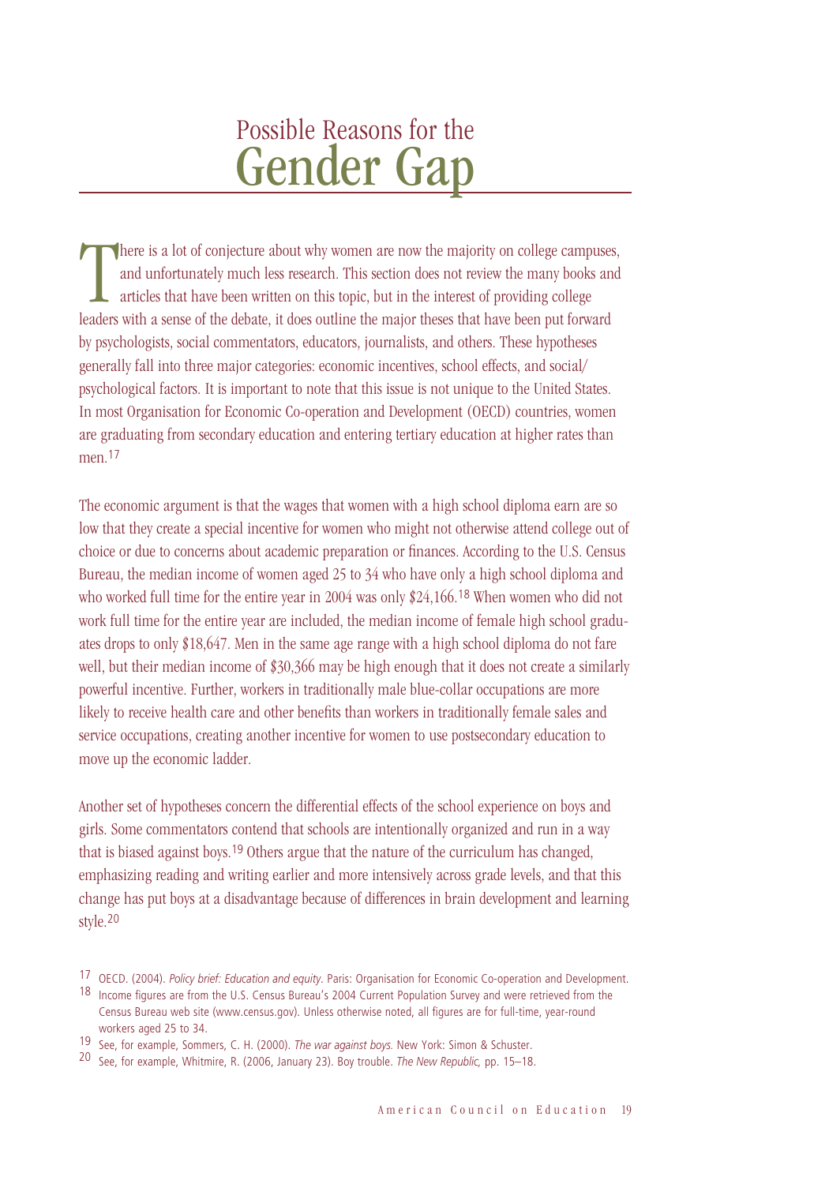# Possible Reasons for the Gender Gap

There is a lot of conjecture about why women are now the majority on college campuses, and unfortunately much less research. This section does not review the many books and articles that have been written on this topic, but in the interest of providing college leaders with a sense of the debate, it does outline the major theses that have been put forward by psychologists, social commentators, educators, journalists, and others. These hypotheses generally fall into three major categories: economic incentives, school effects, and social/psychological factors. It is important to note that this issue is not unique to the United States. In most Organisation for Economic Co-operation and Development (OECD) countries, women are graduating from secondary education and entering tertiary education at higher rates than men.[17]

The economic argument is that the wages that women with a high school diploma earn are so low that they create a special incentive for women who might not otherwise attend college out of choice or due to concerns about academic preparation or finances. According to the U.S. Census Bureau, the median income of women aged 25 to 34 who have only a high school diploma and who worked full time for the entire year in 2004 was only $24,166.[18] When women who did not work full time for the entire year are included, the median income of female high school graduates drops to only $18,647. Men in the same age range with a high school diploma do not fare well, but their median income of $30,366 may be high enough that it does not create a similarly powerful incentive. Further, workers in traditionally male blue-collar occupations are more likely to receive health care and other benefits than workers in traditionally female sales and service occupations, creating another incentive for women to use postsecondary education to move up the economic ladder.

Another set of hypotheses concern the differential effects of the school experience on boys and girls. Some commentators contend that schools are intentionally organized and run in a way that is biased against boys.[19] Others argue that the nature of the curriculum has changed, emphasizing reading and writing earlier and more intensively across grade levels, and that this change has put boys at a disadvantage because of differences in brain development and learning style.[20]

17 OECD. (2004). *Policy brief: Education and equity.* Paris: Organisation for Economic Co-operation and Development.

18 Income figures are from the U.S. Census Bureau's 2004 Current Population Survey and were retrieved from the Census Bureau web site (www.census.gov). Unless otherwise noted, all figures are for full-time, year-round workers aged 25 to 34.

19 See, for example, Sommers, C. H. (2000). *The war against boys.* New York: Simon & Schuster.

20 See, for example, Whitmire, R. (2006, January 23). Boy trouble. *The New Republic,* pp. 15–18.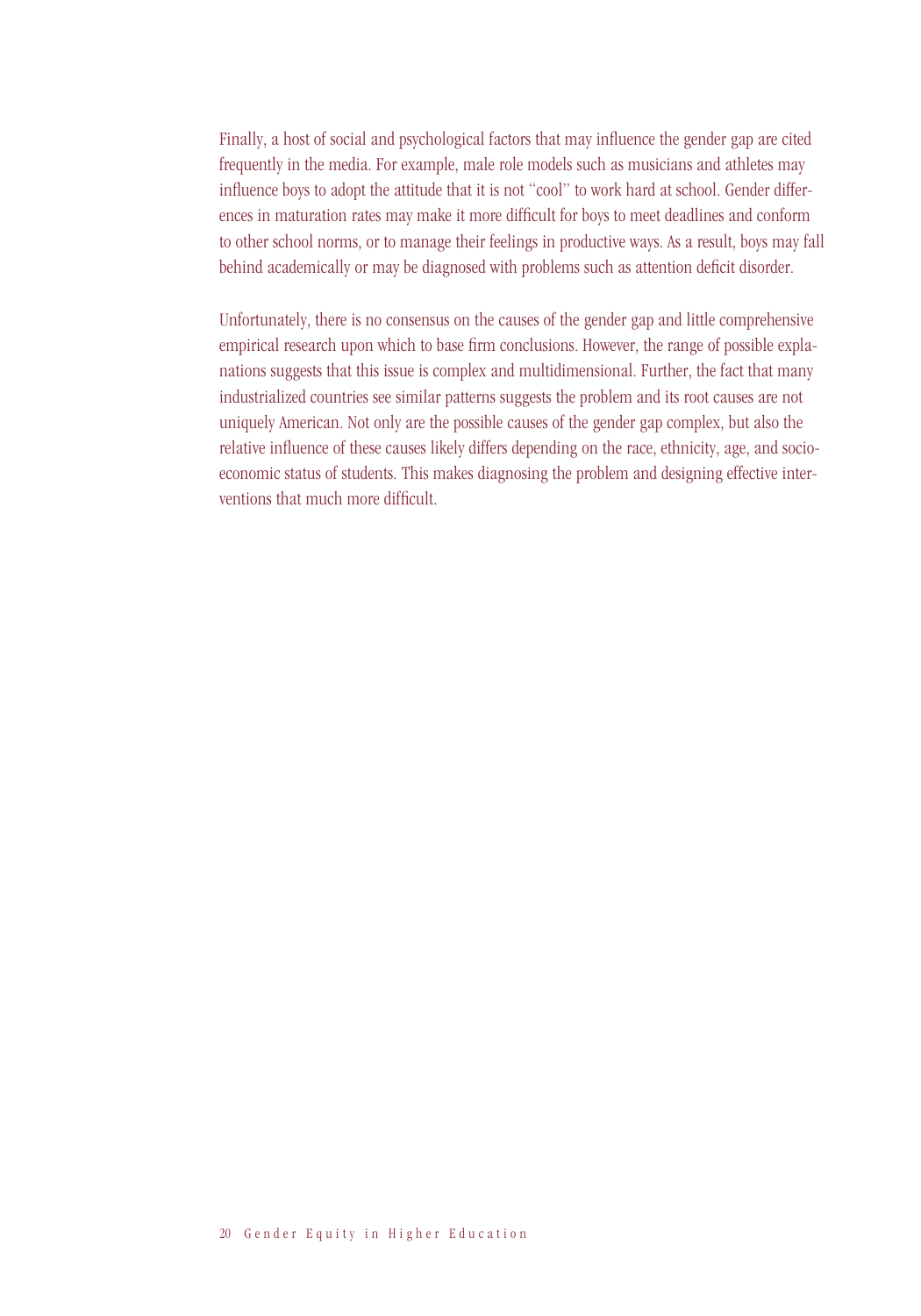Finally, a host of social and psychological factors that may influence the gender gap are cited frequently in the media. For example, male role models such as musicians and athletes may influence boys to adopt the attitude that it is not "cool" to work hard at school. Gender differences in maturation rates may make it more difficult for boys to meet deadlines and conform to other school norms, or to manage their feelings in productive ways. As a result, boys may fall behind academically or may be diagnosed with problems such as attention deficit disorder.

Unfortunately, there is no consensus on the causes of the gender gap and little comprehensive empirical research upon which to base firm conclusions. However, the range of possible explanations suggests that this issue is complex and multidimensional. Further, the fact that many industrialized countries see similar patterns suggests the problem and its root causes are not uniquely American. Not only are the possible causes of the gender gap complex, but also the relative influence of these causes likely differs depending on the race, ethnicity, age, and socioeconomic status of students. This makes diagnosing the problem and designing effective interventions that much more difficult.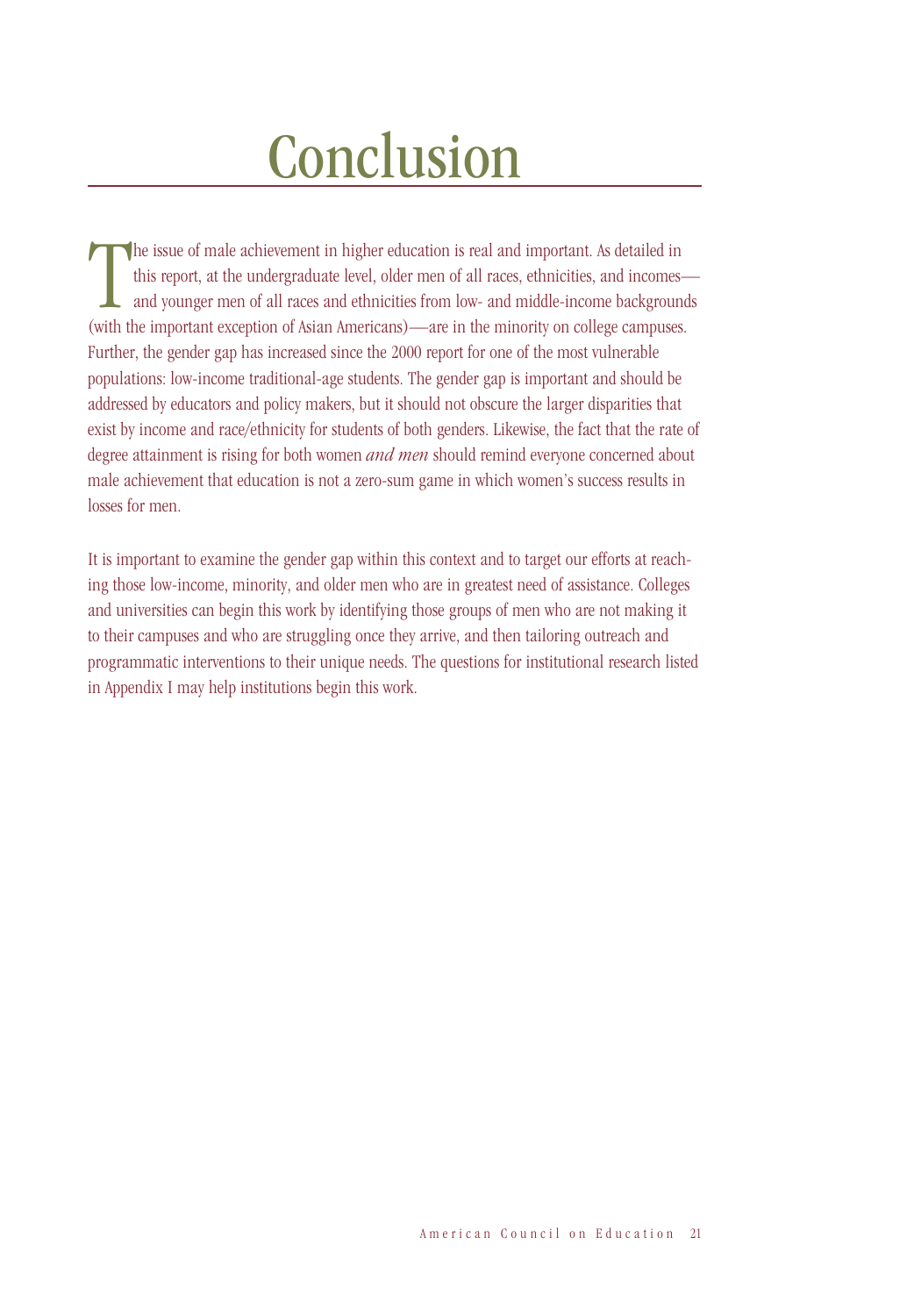# Conclusion

The issue of male achievement in higher education is real and important. As detailed in this report, at the undergraduate level, older men of all races, ethnicities, and incomes—and younger men of all races and ethnicities from low- and middle-income backgrounds (with the important exception of Asian Americans)—are in the minority on college campuses. Further, the gender gap has increased since the 2000 report for one of the most vulnerable populations: low-income traditional-age students. The gender gap is important and should be addressed by educators and policy makers, but it should not obscure the larger disparities that exist by income and race/ethnicity for students of both genders. Likewise, the fact that the rate of degree attainment is rising for both women *and men* should remind everyone concerned about male achievement that education is not a zero-sum game in which women's success results in losses for men.

It is important to examine the gender gap within this context and to target our efforts at reaching those low-income, minority, and older men who are in greatest need of assistance. Colleges and universities can begin this work by identifying those groups of men who are not making it to their campuses and who are struggling once they arrive, and then tailoring outreach and programmatic interventions to their unique needs. The questions for institutional research listed in Appendix I may help institutions begin this work.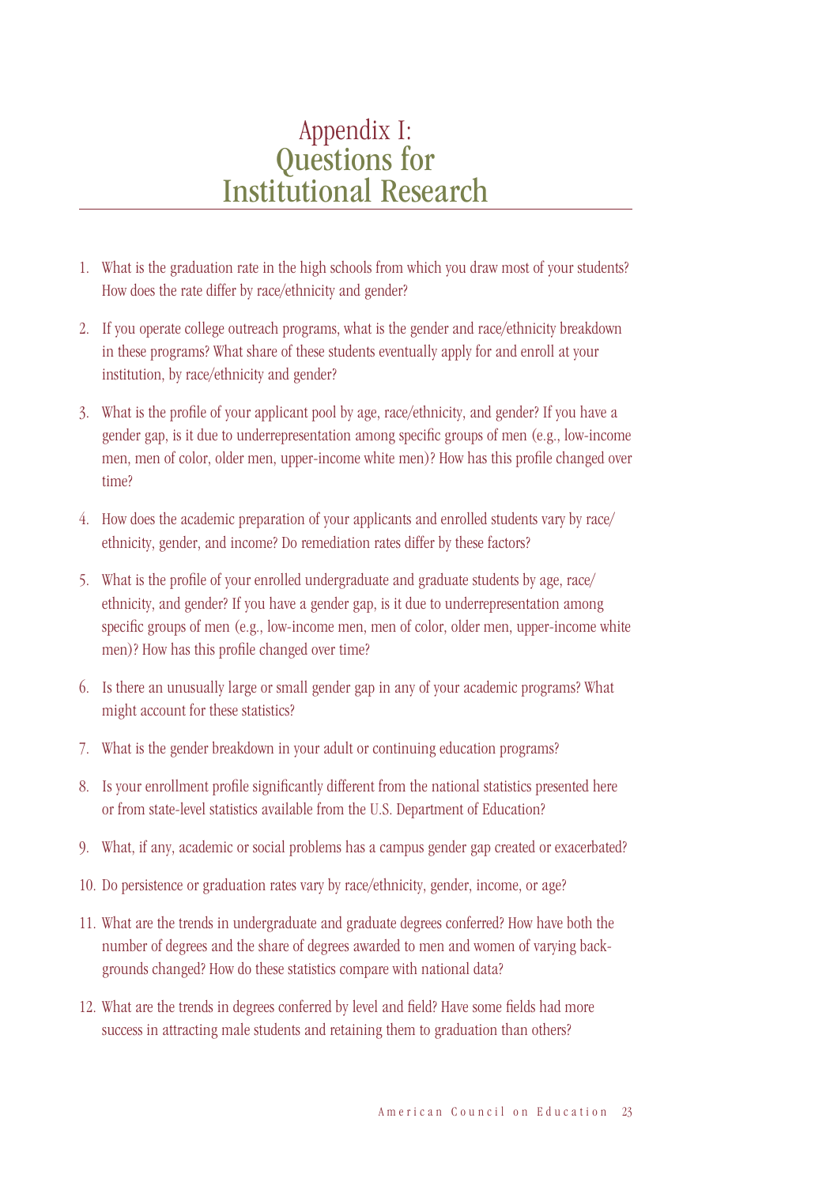# Appendix I: Questions for Institutional Research

1. What is the graduation rate in the high schools from which you draw most of your students? How does the rate differ by race/ethnicity and gender?

2. If you operate college outreach programs, what is the gender and race/ethnicity breakdown in these programs? What share of these students eventually apply for and enroll at your institution, by race/ethnicity and gender?

3. What is the profile of your applicant pool by age, race/ethnicity, and gender? If you have a gender gap, is it due to underrepresentation among specific groups of men (e.g., low-income men, men of color, older men, upper-income white men)? How has this profile changed over time?

4. How does the academic preparation of your applicants and enrolled students vary by race/ethnicity, gender, and income? Do remediation rates differ by these factors?

5. What is the profile of your enrolled undergraduate and graduate students by age, race/ethnicity, and gender? If you have a gender gap, is it due to underrepresentation among specific groups of men (e.g., low-income men, men of color, older men, upper-income white men)? How has this profile changed over time?

6. Is there an unusually large or small gender gap in any of your academic programs? What might account for these statistics?

7. What is the gender breakdown in your adult or continuing education programs?

8. Is your enrollment profile significantly different from the national statistics presented here or from state-level statistics available from the U.S. Department of Education?

9. What, if any, academic or social problems has a campus gender gap created or exacerbated?

10. Do persistence or graduation rates vary by race/ethnicity, gender, income, or age?

11. What are the trends in undergraduate and graduate degrees conferred? How have both the number of degrees and the share of degrees awarded to men and women of varying backgrounds changed? How do these statistics compare with national data?

12. What are the trends in degrees conferred by level and field? Have some fields had more success in attracting male students and retaining them to graduation than others?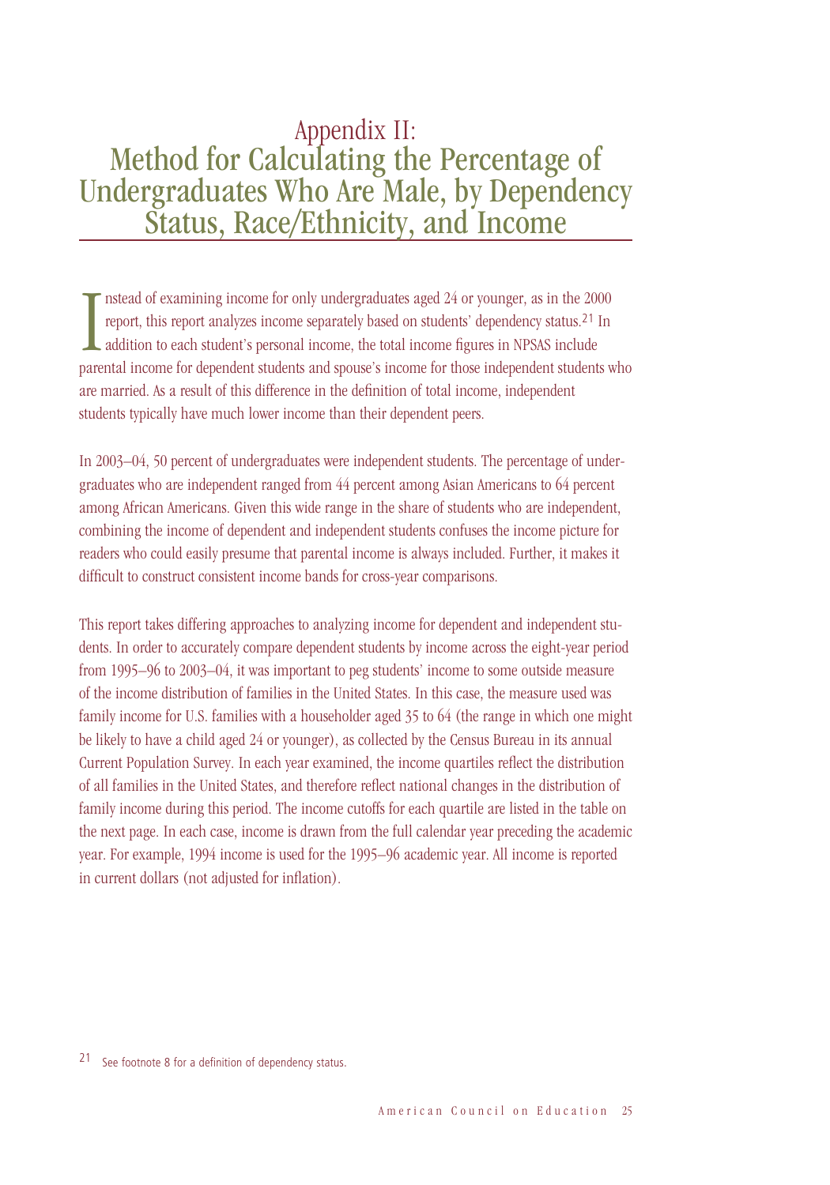# Appendix II: Method for Calculating the Percentage of Undergraduates Who Are Male, by Dependency Status, Race/Ethnicity, and Income

Instead of examining income for only undergraduates aged 24 or younger, as in the 2000 report, this report analyzes income separately based on students' dependency status.[21] In addition to each student's personal income, the total income figures in NPSAS include parental income for dependent students and spouse's income for those independent students who are married. As a result of this difference in the definition of total income, independent students typically have much lower income than their dependent peers.

In 2003–04, 50 percent of undergraduates were independent students. The percentage of undergraduates who are independent ranged from 44 percent among Asian Americans to 64 percent among African Americans. Given this wide range in the share of students who are independent, combining the income of dependent and independent students confuses the income picture for readers who could easily presume that parental income is always included. Further, it makes it difficult to construct consistent income bands for cross-year comparisons.

This report takes differing approaches to analyzing income for dependent and independent students. In order to accurately compare dependent students by income across the eight-year period from 1995–96 to 2003–04, it was important to peg students' income to some outside measure of the income distribution of families in the United States. In this case, the measure used was family income for U.S. families with a householder aged 35 to 64 (the range in which one might be likely to have a child aged 24 or younger), as collected by the Census Bureau in its annual Current Population Survey. In each year examined, the income quartiles reflect the distribution of all families in the United States, and therefore reflect national changes in the distribution of family income during this period. The income cutoffs for each quartile are listed in the table on the next page. In each case, income is drawn from the full calendar year preceding the academic year. For example, 1994 income is used for the 1995–96 academic year. All income is reported in current dollars (not adjusted for inflation).

[21] See footnote 8 for a definition of dependency status.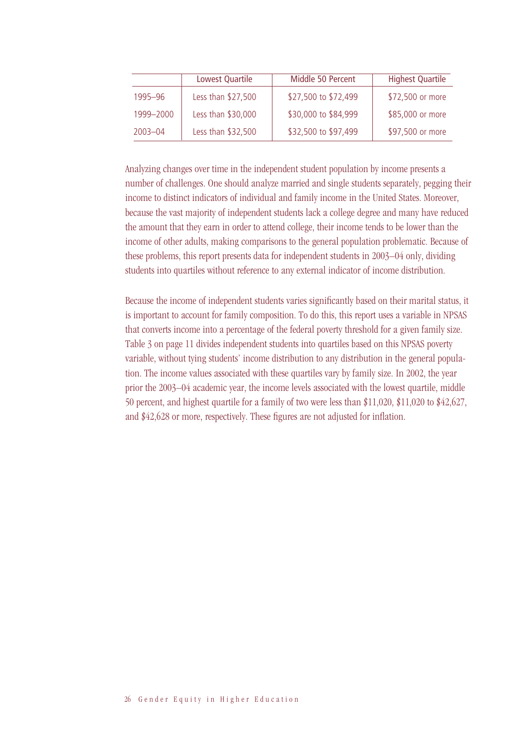| | Lowest Quartile | Middle 50 Percent | Highest Quartile |
|---|---|---|---|
| 1995–96 | Less than $27,500 | $27,500 to $72,499 | $72,500 or more |
| 1999–2000 | Less than $30,000 | $30,000 to $84,999 | $85,000 or more |
| 2003–04 | Less than $32,500 | $32,500 to $97,499 | $97,500 or more |

Analyzing changes over time in the independent student population by income presents a number of challenges. One should analyze married and single students separately, pegging their income to distinct indicators of individual and family income in the United States. Moreover, because the vast majority of independent students lack a college degree and many have reduced the amount that they earn in order to attend college, their income tends to be lower than the income of other adults, making comparisons to the general population problematic. Because of these problems, this report presents data for independent students in 2003–04 only, dividing students into quartiles without reference to any external indicator of income distribution.

Because the income of independent students varies significantly based on their marital status, it is important to account for family composition. To do this, this report uses a variable in NPSAS that converts income into a percentage of the federal poverty threshold for a given family size. Table 3 on page 11 divides independent students into quartiles based on this NPSAS poverty variable, without tying students' income distribution to any distribution in the general population. The income values associated with these quartiles vary by family size. In 2002, the year prior the 2003–04 academic year, the income levels associated with the lowest quartile, middle 50 percent, and highest quartile for a family of two were less than $11,020, $11,020 to $42,627, and $42,628 or more, respectively. These figures are not adjusted for inflation.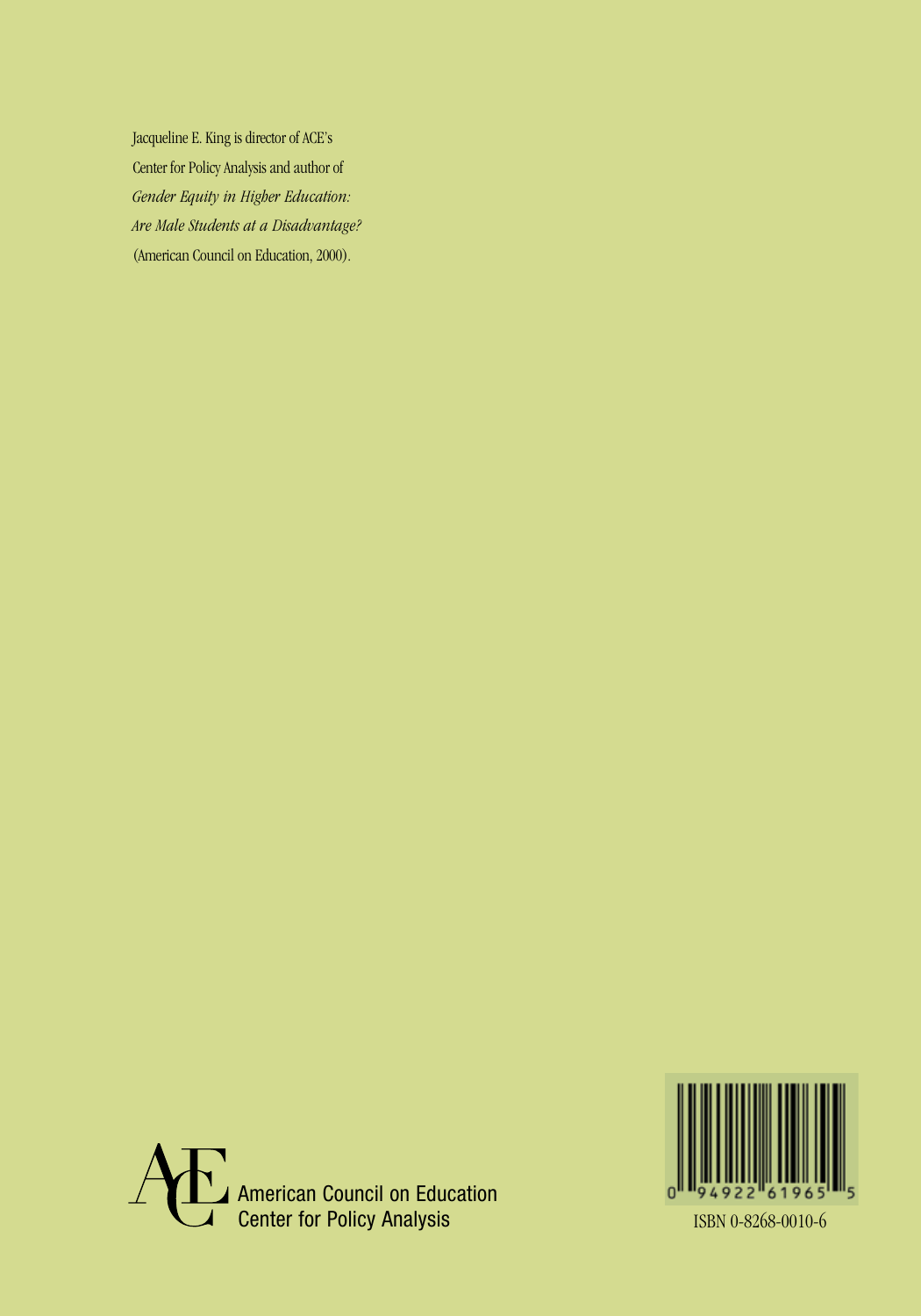Jacqueline E. King is director of ACE's Center for Policy Analysis and author of *Gender Equity in Higher Education: Are Male Students at a Disadvantage?* (American Council on Education, 2000).

American Council on Education
Center for Policy Analysis

0 94922 61965 5

ISBN 0-8268-0010-6